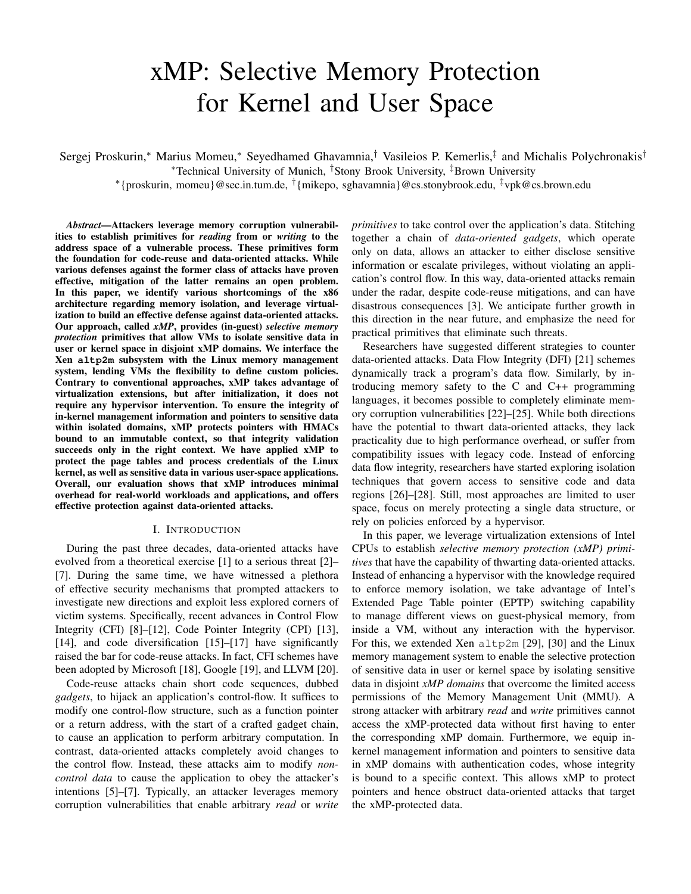# xMP: Selective Memory Protection for Kernel and User Space

Sergej Proskurin,* Marius Momeu,* Seyedhamed Ghavamnia,† Vasileios P. Kemerlis,‡ and Michalis Polychronakis†

*Technical University of Munich, †Stony Brook University, ‡Brown University

*{proskurin, momeu}@sec.in.tum.de, †{mikepo, sghavamnia}@cs.stonybrook.edu, ‡vpk@cs.brown.edu

***Abstract*—Attackers leverage memory corruption vulnerabilities to establish primitives for *reading* from or *writing* to the address space of a vulnerable process. These primitives form the foundation for code-reuse and data-oriented attacks. While various defenses against the former class of attacks have proven effective, mitigation of the latter remains an open problem. In this paper, we identify various shortcomings of the x86 architecture regarding memory isolation, and leverage virtualization to build an effective defense against data-oriented attacks. Our approach, called *xMP*, provides (in-guest) *selective memory protection* primitives that allow VMs to isolate sensitive data in user or kernel space in disjoint xMP domains. We interface the Xen `altp2m` subsystem with the Linux memory management system, lending VMs the flexibility to define custom policies. Contrary to conventional approaches, xMP takes advantage of virtualization extensions, but after initialization, it does not require any hypervisor intervention. To ensure the integrity of in-kernel management information and pointers to sensitive data within isolated domains, xMP protects pointers with HMACs bound to an immutable context, so that integrity validation succeeds only in the right context. We have applied xMP to protect the page tables and process credentials of the Linux kernel, as well as sensitive data in various user-space applications. Overall, our evaluation shows that xMP introduces minimal overhead for real-world workloads and applications, and offers effective protection against data-oriented attacks.**

## I. Introduction

During the past three decades, data-oriented attacks have evolved from a theoretical exercise [1] to a serious threat [2]–[7]. During the same time, we have witnessed a plethora of effective security mechanisms that prompted attackers to investigate new directions and exploit less explored corners of victim systems. Specifically, recent advances in Control Flow Integrity (CFI) [8]–[12], Code Pointer Integrity (CPI) [13], [14], and code diversification [15]–[17] have significantly raised the bar for code-reuse attacks. In fact, CFI schemes have been adopted by Microsoft [18], Google [19], and LLVM [20].

Code-reuse attacks chain short code sequences, dubbed *gadgets*, to hijack an application's control-flow. It suffices to modify one control-flow structure, such as a function pointer or a return address, with the start of a crafted gadget chain, to cause an application to perform arbitrary computation. In contrast, data-oriented attacks completely avoid changes to the control flow. Instead, these attacks aim to modify *non-control data* to cause the application to obey the attacker's intentions [5]–[7]. Typically, an attacker leverages memory corruption vulnerabilities that enable arbitrary *read* or *write* *primitives* to take control over the application's data. Stitching together a chain of *data-oriented gadgets*, which operate only on data, allows an attacker to either disclose sensitive information or escalate privileges, without violating an application's control flow. In this way, data-oriented attacks remain under the radar, despite code-reuse mitigations, and can have disastrous consequences [3]. We anticipate further growth in this direction in the near future, and emphasize the need for practical primitives that eliminate such threats.

Researchers have suggested different strategies to counter data-oriented attacks. Data Flow Integrity (DFI) [21] schemes dynamically track a program's data flow. Similarly, by introducing memory safety to the C and C++ programming languages, it becomes possible to completely eliminate memory corruption vulnerabilities [22]–[25]. While both directions have the potential to thwart data-oriented attacks, they lack practicality due to high performance overhead, or suffer from compatibility issues with legacy code. Instead of enforcing data flow integrity, researchers have started exploring isolation techniques that govern access to sensitive code and data regions [26]–[28]. Still, most approaches are limited to user space, focus on merely protecting a single data structure, or rely on policies enforced by a hypervisor.

In this paper, we leverage virtualization extensions of Intel CPUs to establish *selective memory protection (xMP) primitives* that have the capability of thwarting data-oriented attacks. Instead of enhancing a hypervisor with the knowledge required to enforce memory isolation, we take advantage of Intel's Extended Page Table pointer (EPTP) switching capability to manage different views on guest-physical memory, from inside a VM, without any interaction with the hypervisor. For this, we extended Xen `altp2m` [29], [30] and the Linux memory management system to enable the selective protection of sensitive data in user or kernel space by isolating sensitive data in disjoint *xMP domains* that overcome the limited access permissions of the Memory Management Unit (MMU). A strong attacker with arbitrary *read* and *write* primitives cannot access the xMP-protected data without first having to enter the corresponding xMP domain. Furthermore, we equip in-kernel management information and pointers to sensitive data in xMP domains with authentication codes, whose integrity is bound to a specific context. This allows xMP to protect pointers and hence obstruct data-oriented attacks that target the xMP-protected data.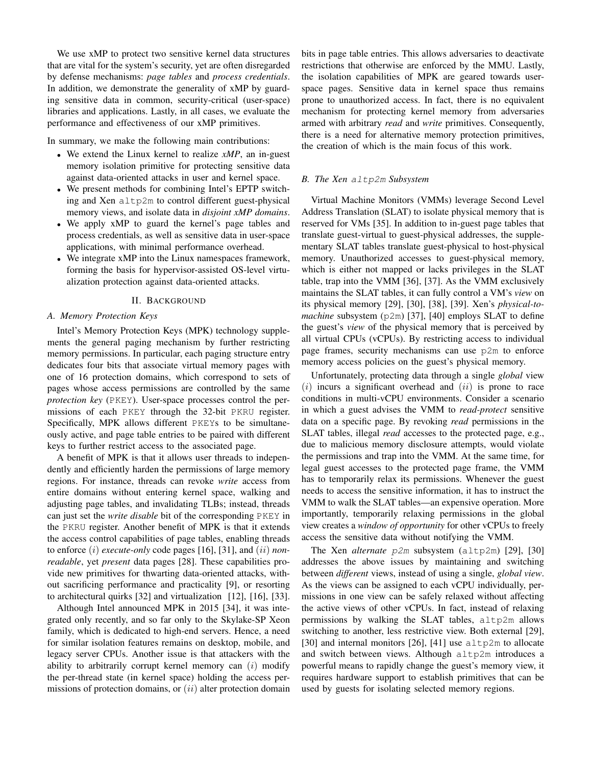We use xMP to protect two sensitive kernel data structures that are vital for the system's security, yet are often disregarded by defense mechanisms: *page tables* and *process credentials*. In addition, we demonstrate the generality of xMP by guarding sensitive data in common, security-critical (user-space) libraries and applications. Lastly, in all cases, we evaluate the performance and effectiveness of our xMP primitives.

In summary, we make the following main contributions:

- We extend the Linux kernel to realize *xMP*, an in-guest memory isolation primitive for protecting sensitive data against data-oriented attacks in user and kernel space.
- We present methods for combining Intel's EPTP switching and Xen `altp2m` to control different guest-physical memory views, and isolate data in *disjoint xMP domains*.
- We apply xMP to guard the kernel's page tables and process credentials, as well as sensitive data in user-space applications, with minimal performance overhead.
- We integrate xMP into the Linux namespaces framework, forming the basis for hypervisor-assisted OS-level virtualization protection against data-oriented attacks.

## II. Background

### A. Memory Protection Keys

Intel's Memory Protection Keys (MPK) technology supplements the general paging mechanism by further restricting memory permissions. In particular, each paging structure entry dedicates four bits that associate virtual memory pages with one of 16 protection domains, which correspond to sets of pages whose access permissions are controlled by the same *protection key* (`PKEY`). User-space processes control the permissions of each `PKEY` through the 32-bit `PKRU` register. Specifically, MPK allows different `PKEY`s to be simultaneously active, and page table entries to be paired with different keys to further restrict access to the associated page.

A benefit of MPK is that it allows user threads to independently and efficiently harden the permissions of large memory regions. For instance, threads can revoke *write* access from entire domains without entering kernel space, walking and adjusting page tables, and invalidating TLBs; instead, threads can just set the *write disable* bit of the corresponding `PKEY` in the `PKRU` register. Another benefit of MPK is that it extends the access control capabilities of page tables, enabling threads to enforce $(i)$ *execute-only* code pages [16], [31], and $(ii)$ *non-readable*, yet *present* data pages [28]. These capabilities provide new primitives for thwarting data-oriented attacks, without sacrificing performance and practicality [9], or resorting to architectural quirks [32] and virtualization [12], [16], [33].

Although Intel announced MPK in 2015 [34], it was integrated only recently, and so far only to the Skylake-SP Xeon family, which is dedicated to high-end servers. Hence, a need for similar isolation features remains on desktop, mobile, and legacy server CPUs. Another issue is that attackers with the ability to arbitrarily corrupt kernel memory can $(i)$ modify the per-thread state (in kernel space) holding the access permissions of protection domains, or $(ii)$ alter protection domain bits in page table entries. This allows adversaries to deactivate restrictions that otherwise are enforced by the MMU. Lastly, the isolation capabilities of MPK are geared towards user-space pages. Sensitive data in kernel space thus remains prone to unauthorized access. In fact, there is no equivalent mechanism for protecting kernel memory from adversaries armed with arbitrary *read* and *write* primitives. Consequently, there is a need for alternative memory protection primitives, the creation of which is the main focus of this work.

### B. The Xen `altp2m` Subsystem

Virtual Machine Monitors (VMMs) leverage Second Level Address Translation (SLAT) to isolate physical memory that is reserved for VMs [35]. In addition to in-guest page tables that translate guest-virtual to guest-physical addresses, the supplementary SLAT tables translate guest-physical to host-physical memory. Unauthorized accesses to guest-physical memory, which is either not mapped or lacks privileges in the SLAT table, trap into the VMM [36], [37]. As the VMM exclusively maintains the SLAT tables, it can fully control a VM's *view* on its physical memory [29], [30], [38], [39]. Xen's *physical-to-machine* subsystem (`p2m`) [37], [40] employs SLAT to define the guest's *view* of the physical memory that is perceived by all virtual CPUs (vCPUs). By restricting access to individual page frames, security mechanisms can use `p2m` to enforce memory access policies on the guest's physical memory.

Unfortunately, protecting data through a single *global* view $(i)$ incurs a significant overhead and $(ii)$ is prone to race conditions in multi-vCPU environments. Consider a scenario in which a guest advises the VMM to *read-protect* sensitive data on a specific page. By revoking *read* permissions in the SLAT tables, illegal *read* accesses to the protected page, e.g., due to malicious memory disclosure attempts, would violate the permissions and trap into the VMM. At the same time, for legal guest accesses to the protected page frame, the VMM has to temporarily relax its permissions. Whenever the guest needs to access the sensitive information, it has to instruct the VMM to walk the SLAT tables—an expensive operation. More importantly, temporarily relaxing permissions in the global view creates a *window of opportunity* for other vCPUs to freely access the sensitive data without notifying the VMM.

The Xen *alternate* `p2m` subsystem (`altp2m`) [29], [30] addresses the above issues by maintaining and switching between *different* views, instead of using a single, *global view*. As the views can be assigned to each vCPU individually, permissions in one view can be safely relaxed without affecting the active views of other vCPUs. In fact, instead of relaxing permissions by walking the SLAT tables, `altp2m` allows switching to another, less restrictive view. Both external [29], [30] and internal monitors [26], [41] use `altp2m` to allocate and switch between views. Although `altp2m` introduces a powerful means to rapidly change the guest's memory view, it requires hardware support to establish primitives that can be used by guests for isolating selected memory regions.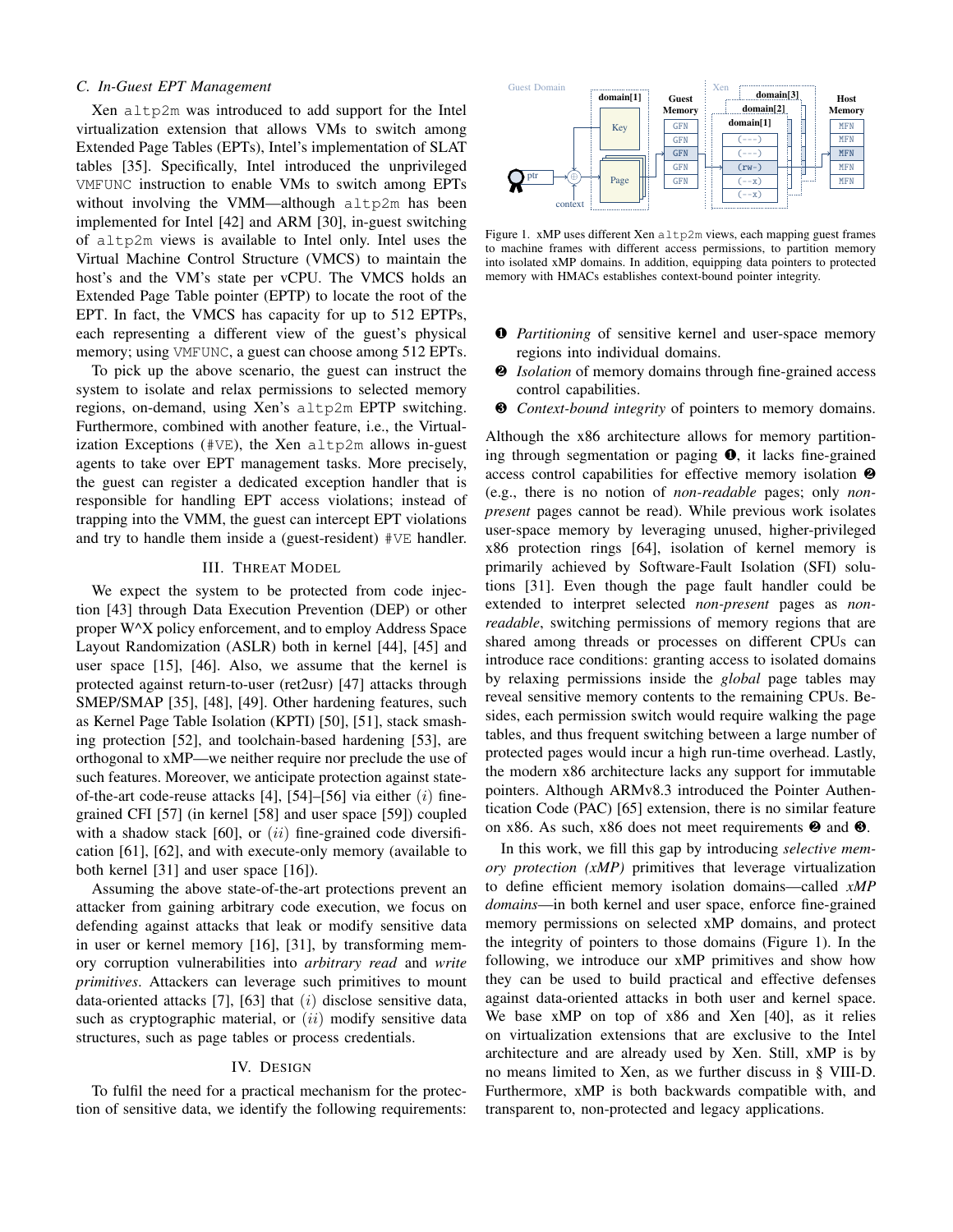### C. In-Guest EPT Management

Xen altp2m was introduced to add support for the Intel virtualization extension that allows VMs to switch among Extended Page Tables (EPTs), Intel's implementation of SLAT tables [35]. Specifically, Intel introduced the unprivileged VMFUNC instruction to enable VMs to switch among EPTs without involving the VMM—although altp2m has been implemented for Intel [42] and ARM [30], in-guest switching of altp2m views is available to Intel only. Intel uses the Virtual Machine Control Structure (VMCS) to maintain the host's and the VM's state per vCPU. The VMCS holds an Extended Page Table pointer (EPTP) to locate the root of the EPT. In fact, the VMCS has capacity for up to 512 EPTPs, each representing a different view of the guest's physical memory; using VMFUNC, a guest can choose among 512 EPTs.

To pick up the above scenario, the guest can instruct the system to isolate and relax permissions to selected memory regions, on-demand, using Xen's altp2m EPTP switching. Furthermore, combined with another feature, i.e., the Virtualization Exceptions (#VE), the Xen altp2m allows in-guest agents to take over EPT management tasks. More precisely, the guest can register a dedicated exception handler that is responsible for handling EPT access violations; instead of trapping into the VMM, the guest can intercept EPT violations and try to handle them inside a (guest-resident) #VE handler.

## III. Threat Model

We expect the system to be protected from code injection [43] through Data Execution Prevention (DEP) or other proper W^X policy enforcement, and to employ Address Space Layout Randomization (ASLR) both in kernel [44], [45] and user space [15], [46]. Also, we assume that the kernel is protected against return-to-user (ret2usr) [47] attacks through SMEP/SMAP [35], [48], [49]. Other hardening features, such as Kernel Page Table Isolation (KPTI) [50], [51], stack smashing protection [52], and toolchain-based hardening [53], are orthogonal to xMP—we neither require nor preclude the use of such features. Moreover, we anticipate protection against state-of-the-art code-reuse attacks [4], [54]–[56] via either $(i)$ fine-grained CFI [57] (in kernel [58] and user space [59]) coupled with a shadow stack [60], or $(ii)$ fine-grained code diversification [61], [62], and with execute-only memory (available to both kernel [31] and user space [16]).

Assuming the above state-of-the-art protections prevent an attacker from gaining arbitrary code execution, we focus on defending against attacks that leak or modify sensitive data in user or kernel memory [16], [31], by transforming memory corruption vulnerabilities into *arbitrary read* and *write primitives*. Attackers can leverage such primitives to mount data-oriented attacks [7], [63] that $(i)$ disclose sensitive data, such as cryptographic material, or $(ii)$ modify sensitive data structures, such as page tables or process credentials.

## IV. Design

To fulfil the need for a practical mechanism for the protection of sensitive data, we identify the following requirements:

Figure 1. xMP uses different Xen altp2m views, each mapping guest frames to machine frames with different access permissions, to partition memory into isolated xMP domains. In addition, equipping data pointers to protected memory with HMACs establishes context-bound pointer integrity.

❶ *Partitioning* of sensitive kernel and user-space memory regions into individual domains.
❷ *Isolation* of memory domains through fine-grained access control capabilities.
❸ *Context-bound integrity* of pointers to memory domains.

Although the x86 architecture allows for memory partitioning through segmentation or paging ❶, it lacks fine-grained access control capabilities for effective memory isolation ❷ (e.g., there is no notion of *non-readable* pages; only *non-present* pages cannot be read). While previous work isolates user-space memory by leveraging unused, higher-privileged x86 protection rings [64], isolation of kernel memory is primarily achieved by Software-Fault Isolation (SFI) solutions [31]. Even though the page fault handler could be extended to interpret selected *non-present* pages as *non-readable*, switching permissions of memory regions that are shared among threads or processes on different CPUs can introduce race conditions: granting access to isolated domains by relaxing permissions inside the *global* page tables may reveal sensitive memory contents to the remaining CPUs. Besides, each permission switch would require walking the page tables, and thus frequent switching between a large number of protected pages would incur a high run-time overhead. Lastly, the modern x86 architecture lacks any support for immutable pointers. Although ARMv8.3 introduced the Pointer Authentication Code (PAC) [65] extension, there is no similar feature on x86. As such, x86 does not meet requirements ❷ and ❸.

In this work, we fill this gap by introducing *selective memory protection (xMP)* primitives that leverage virtualization to define efficient memory isolation domains—called *xMP domains*—in both kernel and user space, enforce fine-grained memory permissions on selected xMP domains, and protect the integrity of pointers to those domains (Figure 1). In the following, we introduce our xMP primitives and show how they can be used to build practical and effective defenses against data-oriented attacks in both user and kernel space. We base xMP on top of x86 and Xen [40], as it relies on virtualization extensions that are exclusive to the Intel architecture and are already used by Xen. Still, xMP is by no means limited to Xen, as we further discuss in § VIII-D. Furthermore, xMP is both backwards compatible with, and transparent to, non-protected and legacy applications.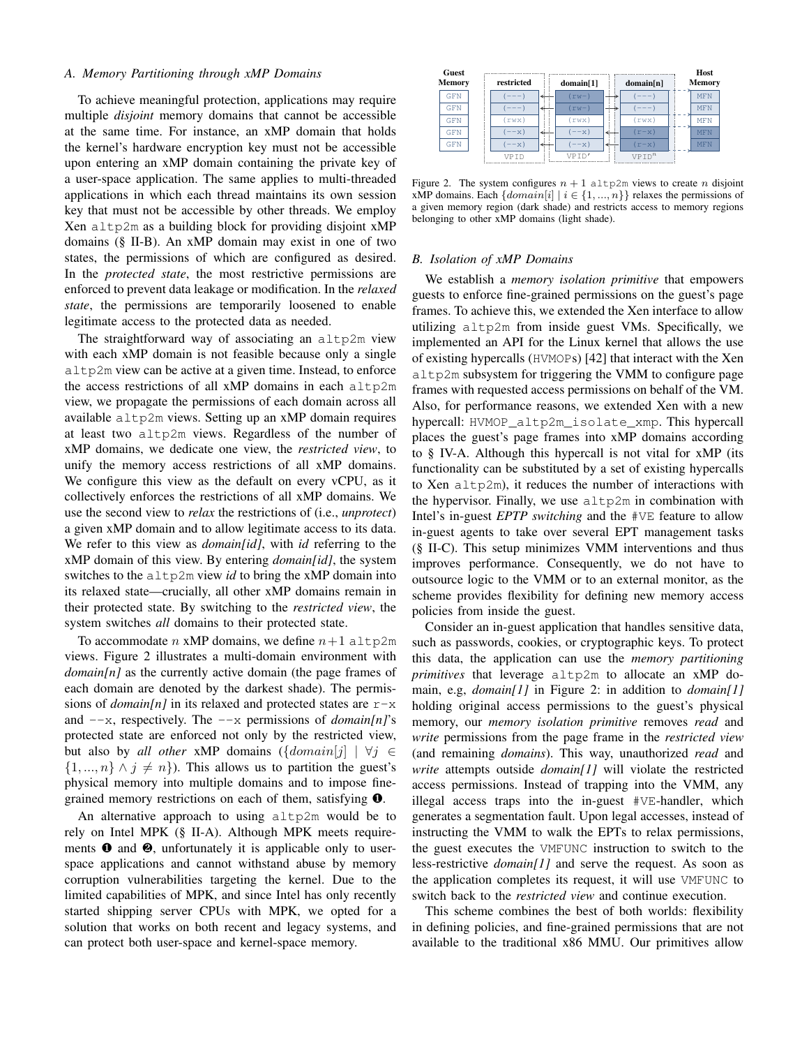### A. Memory Partitioning through xMP Domains

To achieve meaningful protection, applications may require multiple *disjoint* memory domains that cannot be accessible at the same time. For instance, an xMP domain that holds the kernel's hardware encryption key must not be accessible upon entering an xMP domain containing the private key of a user-space application. The same applies to multi-threaded applications in which each thread maintains its own session key that must not be accessible by other threads. We employ Xen `altp2m` as a building block for providing disjoint xMP domains (§ II-B). An xMP domain may exist in one of two states, the permissions of which are configured as desired. In the *protected state*, the most restrictive permissions are enforced to prevent data leakage or modification. In the *relaxed state*, the permissions are temporarily loosened to enable legitimate access to the protected data as needed.

The straightforward way of associating an `altp2m` view with each xMP domain is not feasible because only a single `altp2m` view can be active at a given time. Instead, to enforce the access restrictions of all xMP domains in each `altp2m` view, we propagate the permissions of each domain across all available `altp2m` views. Setting up an xMP domain requires at least two `altp2m` views. Regardless of the number of xMP domains, we dedicate one view, the *restricted view*, to unify the memory access restrictions of all xMP domains. We configure this view as the default on every vCPU, as it collectively enforces the restrictions of all xMP domains. We use the second view to *relax* the restrictions of (i.e., *unprotect*) a given xMP domain and to allow legitimate access to its data. We refer to this view as *domain[id]*, with *id* referring to the xMP domain of this view. By entering *domain[id]*, the system switches to the `altp2m` view *id* to bring the xMP domain into its relaxed state—crucially, all other xMP domains remain in their protected state. By switching to the *restricted view*, the system switches *all* domains to their protected state.

To accommodate $n$ xMP domains, we define $n+1$ `altp2m` views. Figure 2 illustrates a multi-domain environment with *domain[n]* as the currently active domain (the page frames of each domain are denoted by the darkest shade). The permissions of *domain[n]* in its relaxed and protected states are `r-x` and `--x`, respectively. The `--x` permissions of *domain[n]*'s protected state are enforced not only by the restricted view, but also by *all other* xMP domains ($\{domain[j] \mid \forall j \in \{1, ..., n\} \land j \neq n\}$). This allows us to partition the guest's physical memory into multiple domains and to impose fine-grained memory restrictions on each of them, satisfying ❶.

An alternative approach to using `altp2m` would be to rely on Intel MPK (§ II-A). Although MPK meets requirements ❶ and ❷, unfortunately it is applicable only to user-space applications and cannot withstand abuse by memory corruption vulnerabilities targeting the kernel. Due to the limited capabilities of MPK, and since Intel has only recently started shipping server CPUs with MPK, we opted for a solution that works on both recent and legacy systems, and can protect both user-space and kernel-space memory.

Figure 2. The system configures $n+1$ `altp2m` views to create $n$ disjoint xMP domains. Each $\{domain[i] \mid i \in \{1, ..., n\}\}$ relaxes the permissions of a given memory region (dark shade) and restricts access to memory regions belonging to other xMP domains (light shade).

### B. Isolation of xMP Domains

We establish a *memory isolation primitive* that empowers guests to enforce fine-grained permissions on the guest's page frames. To achieve this, we extended the Xen interface to allow utilizing `altp2m` from inside guest VMs. Specifically, we implemented an API for the Linux kernel that allows the use of existing hypercalls (`HVMOP`s) [42] that interact with the Xen `altp2m` subsystem for triggering the VMM to configure page frames with requested access permissions on behalf of the VM. Also, for performance reasons, we extended Xen with a new hypercall: `HVMOP_altp2m_isolate_xmp`. This hypercall places the guest's page frames into xMP domains according to § IV-A. Although this hypercall is not vital for xMP (its functionality can be substituted by a set of existing hypercalls to Xen `altp2m`), it reduces the number of interactions with the hypervisor. Finally, we use `altp2m` in combination with Intel's in-guest *EPTP switching* and the `#VE` feature to allow in-guest agents to take over several EPT management tasks (§ II-C). This setup minimizes VMM interventions and thus improves performance. Consequently, we do not have to outsource logic to the VMM or to an external monitor, as the scheme provides flexibility for defining new memory access policies from inside the guest.

Consider an in-guest application that handles sensitive data, such as passwords, cookies, or cryptographic keys. To protect this data, the application can use the *memory partitioning primitives* that leverage `altp2m` to allocate an xMP domain, e.g, *domain[1]* in Figure 2: in addition to *domain[1]* holding original access permissions to the guest's physical memory, our *memory isolation primitive* removes *read* and *write* permissions from the page frame in the *restricted view* (and remaining *domains*). This way, unauthorized *read* and *write* attempts outside *domain[1]* will violate the restricted access permissions. Instead of trapping into the VMM, any illegal access traps into the in-guest `#VE`-handler, which generates a segmentation fault. Upon legal accesses, instead of instructing the VMM to walk the EPTs to relax permissions, the guest executes the `VMFUNC` instruction to switch to the less-restrictive *domain[1]* and serve the request. As soon as the application completes its request, it will use `VMFUNC` to switch back to the *restricted view* and continue execution.

This scheme combines the best of both worlds: flexibility in defining policies, and fine-grained permissions that are not available to the traditional x86 MMU. Our primitives allow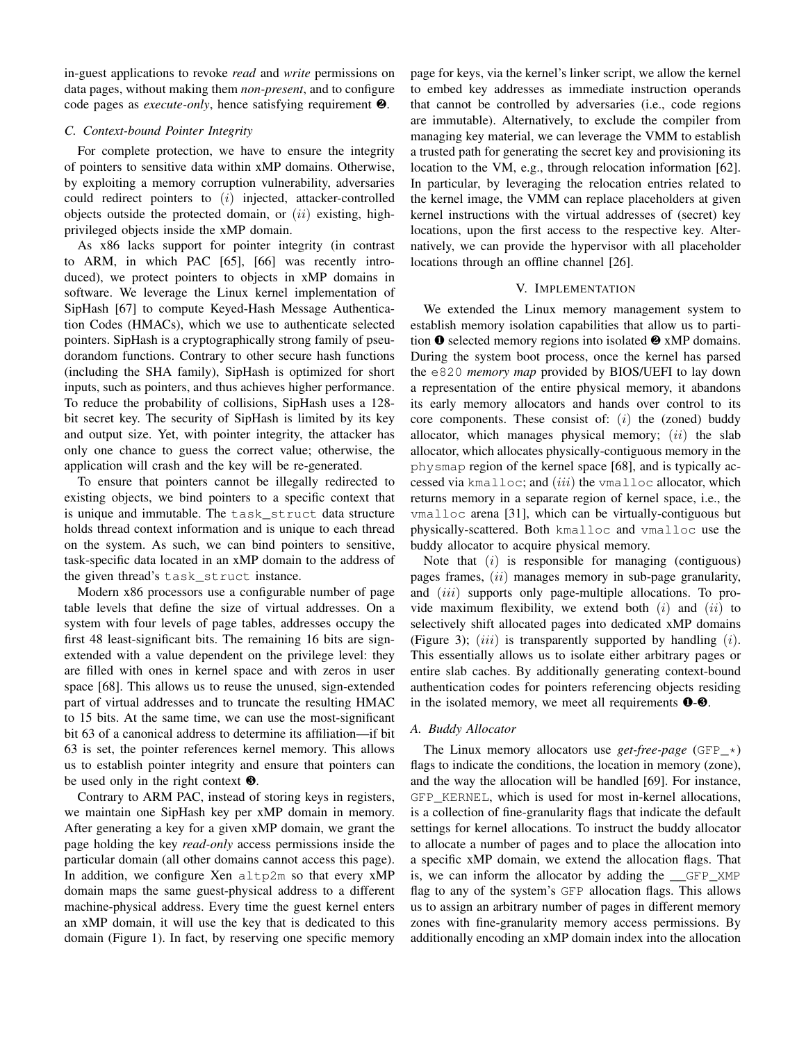in-guest applications to revoke *read* and *write* permissions on data pages, without making them *non-present*, and to configure code pages as *execute-only*, hence satisfying requirement ❷.

### C. Context-bound Pointer Integrity

For complete protection, we have to ensure the integrity of pointers to sensitive data within xMP domains. Otherwise, by exploiting a memory corruption vulnerability, adversaries could redirect pointers to $(i)$ injected, attacker-controlled objects outside the protected domain, or $(ii)$ existing, high-privileged objects inside the xMP domain.

As x86 lacks support for pointer integrity (in contrast to ARM, in which PAC [65], [66] was recently introduced), we protect pointers to objects in xMP domains in software. We leverage the Linux kernel implementation of SipHash [67] to compute Keyed-Hash Message Authentication Codes (HMACs), which we use to authenticate selected pointers. SipHash is a cryptographically strong family of pseudorandom functions. Contrary to other secure hash functions (including the SHA family), SipHash is optimized for short inputs, such as pointers, and thus achieves higher performance. To reduce the probability of collisions, SipHash uses a 128-bit secret key. The security of SipHash is limited by its key and output size. Yet, with pointer integrity, the attacker has only one chance to guess the correct value; otherwise, the application will crash and the key will be re-generated.

To ensure that pointers cannot be illegally redirected to existing objects, we bind pointers to a specific context that is unique and immutable. The `task_struct` data structure holds thread context information and is unique to each thread on the system. As such, we can bind pointers to sensitive, task-specific data located in an xMP domain to the address of the given thread's `task_struct` instance.

Modern x86 processors use a configurable number of page table levels that define the size of virtual addresses. On a system with four levels of page tables, addresses occupy the first 48 least-significant bits. The remaining 16 bits are sign-extended with a value dependent on the privilege level: they are filled with ones in kernel space and with zeros in user space [68]. This allows us to reuse the unused, sign-extended part of virtual addresses and to truncate the resulting HMAC to 15 bits. At the same time, we can use the most-significant bit 63 of a canonical address to determine its affiliation—if bit 63 is set, the pointer references kernel memory. This allows us to establish pointer integrity and ensure that pointers can be used only in the right context ❸.

Contrary to ARM PAC, instead of storing keys in registers, we maintain one SipHash key per xMP domain in memory. After generating a key for a given xMP domain, we grant the page holding the key *read-only* access permissions inside the particular domain (all other domains cannot access this page). In addition, we configure Xen `altp2m` so that every xMP domain maps the same guest-physical address to a different machine-physical address. Every time the guest kernel enters an xMP domain, it will use the key that is dedicated to this domain (Figure 1). In fact, by reserving one specific memory page for keys, via the kernel's linker script, we allow the kernel to embed key addresses as immediate instruction operands that cannot be controlled by adversaries (i.e., code regions are immutable). Alternatively, to exclude the compiler from managing key material, we can leverage the VMM to establish a trusted path for generating the secret key and provisioning its location to the VM, e.g., through relocation information [62]. In particular, by leveraging the relocation entries related to the kernel image, the VMM can replace placeholders at given kernel instructions with the virtual addresses of (secret) key locations, upon the first access to the respective key. Alternatively, we can provide the hypervisor with all placeholder locations through an offline channel [26].

## V. Implementation

We extended the Linux memory management system to establish memory isolation capabilities that allow us to partition ❶ selected memory regions into isolated ❷ xMP domains. During the system boot process, once the kernel has parsed the `e820` *memory map* provided by BIOS/UEFI to lay down a representation of the entire physical memory, it abandons its early memory allocators and hands over control to its core components. These consist of: $(i)$ the (zoned) buddy allocator, which manages physical memory; $(ii)$ the slab allocator, which allocates physically-contiguous memory in the `physmap` region of the kernel space [68], and is typically accessed via `kmalloc`; and $(iii)$ the `vmalloc` allocator, which returns memory in a separate region of kernel space, i.e., the `vmalloc` arena [31], which can be virtually-contiguous but physically-scattered. Both `kmalloc` and `vmalloc` use the buddy allocator to acquire physical memory.

Note that $(i)$ is responsible for managing (contiguous) pages frames, $(ii)$ manages memory in sub-page granularity, and $(iii)$ supports only page-multiple allocations. To provide maximum flexibility, we extend both $(i)$ and $(ii)$ to selectively shift allocated pages into dedicated xMP domains (Figure 3); $(iii)$ is transparently supported by handling $(i)$. This essentially allows us to isolate either arbitrary pages or entire slab caches. By additionally generating context-bound authentication codes for pointers referencing objects residing in the isolated memory, we meet all requirements ❶-❸.

### A. Buddy Allocator

The Linux memory allocators use *get-free-page* (`GFP_*`) flags to indicate the conditions, the location in memory (zone), and the way the allocation will be handled [69]. For instance, `GFP_KERNEL`, which is used for most in-kernel allocations, is a collection of fine-granularity flags that indicate the default settings for kernel allocations. To instruct the buddy allocator to allocate a number of pages and to place the allocation into a specific xMP domain, we extend the allocation flags. That is, we can inform the allocator by adding the `__GFP_XMP` flag to any of the system's `GFP` allocation flags. This allows us to assign an arbitrary number of pages in different memory zones with fine-granularity memory access permissions. By additionally encoding an xMP domain index into the allocation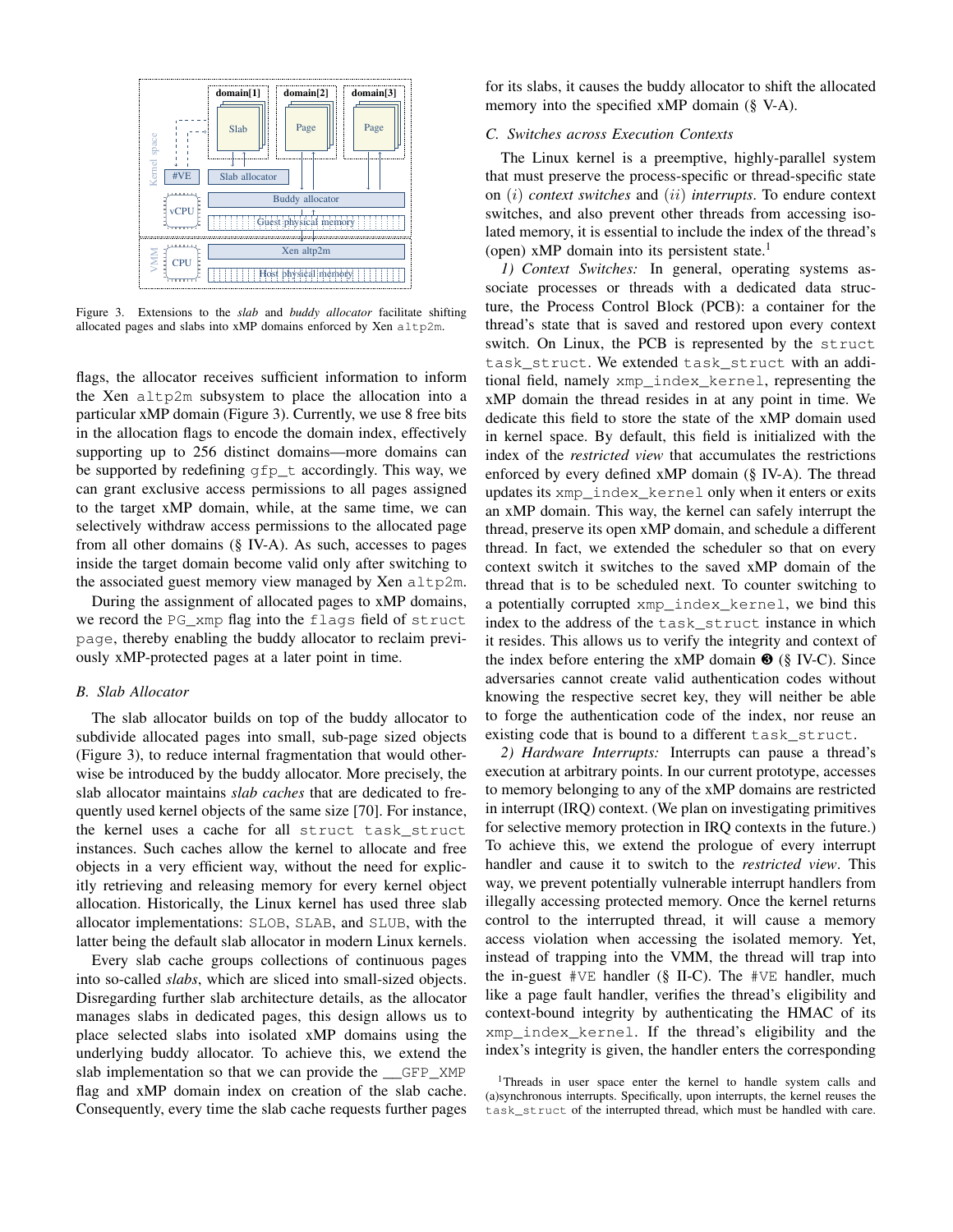Figure 3. Extensions to the *slab* and *buddy allocator* facilitate shifting allocated pages and slabs into xMP domains enforced by Xen `altp2m`.

flags, the allocator receives sufficient information to inform the Xen `altp2m` subsystem to place the allocation into a particular xMP domain (Figure 3). Currently, we use 8 free bits in the allocation flags to encode the domain index, effectively supporting up to 256 distinct domains—more domains can be supported by redefining `gfp_t` accordingly. This way, we can grant exclusive access permissions to all pages assigned to the target xMP domain, while, at the same time, we can selectively withdraw access permissions to the allocated page from all other domains (§ IV-A). As such, accesses to pages inside the target domain become valid only after switching to the associated guest memory view managed by Xen `altp2m`.

During the assignment of allocated pages to xMP domains, we record the `PG_xmp` flag into the `flags` field of `struct page`, thereby enabling the buddy allocator to reclaim previously xMP-protected pages at a later point in time.

### B. Slab Allocator

The slab allocator builds on top of the buddy allocator to subdivide allocated pages into small, sub-page sized objects (Figure 3), to reduce internal fragmentation that would otherwise be introduced by the buddy allocator. More precisely, the slab allocator maintains *slab caches* that are dedicated to frequently used kernel objects of the same size [70]. For instance, the kernel uses a cache for all `struct task_struct` instances. Such caches allow the kernel to allocate and free objects in a very efficient way, without the need for explicitly retrieving and releasing memory for every kernel object allocation. Historically, the Linux kernel has used three slab allocator implementations: SLOB, SLAB, and SLUB, with the latter being the default slab allocator in modern Linux kernels.

Every slab cache groups collections of continuous pages into so-called *slabs*, which are sliced into small-sized objects. Disregarding further slab architecture details, as the allocator manages slabs in dedicated pages, this design allows us to place selected slabs into isolated xMP domains using the underlying buddy allocator. To achieve this, we extend the slab implementation so that we can provide the `__GFP_XMP` flag and xMP domain index on creation of the slab cache. Consequently, every time the slab cache requests further pages for its slabs, it causes the buddy allocator to shift the allocated memory into the specified xMP domain (§ V-A).

### C. Switches across Execution Contexts

The Linux kernel is a preemptive, highly-parallel system that must preserve the process-specific or thread-specific state on $(i)$ *context switches* and $(ii)$ *interrupts*. To endure context switches, and also prevent other threads from accessing isolated memory, it is essential to include the index of the thread's (open) xMP domain into its persistent state.[1]

*1) Context Switches:* In general, operating systems associate processes or threads with a dedicated data structure, the Process Control Block (PCB): a container for the thread's state that is saved and restored upon every context switch. On Linux, the PCB is represented by the `struct task_struct`. We extended `task_struct` with an additional field, namely `xmp_index_kernel`, representing the xMP domain the thread resides in at any point in time. We dedicate this field to store the state of the xMP domain used in kernel space. By default, this field is initialized with the index of the *restricted view* that accumulates the restrictions enforced by every defined xMP domain (§ IV-A). The thread updates its `xmp_index_kernel` only when it enters or exits an xMP domain. This way, the kernel can safely interrupt the thread, preserve its open xMP domain, and schedule a different thread. In fact, we extended the scheduler so that on every context switch it switches to the saved xMP domain of the thread that is to be scheduled next. To counter switching to a potentially corrupted `xmp_index_kernel`, we bind this index to the address of the `task_struct` instance in which it resides. This allows us to verify the integrity and context of the index before entering the xMP domain ❸ (§ IV-C). Since adversaries cannot create valid authentication codes without knowing the respective secret key, they will neither be able to forge the authentication code of the index, nor reuse an existing code that is bound to a different `task_struct`.

*2) Hardware Interrupts:* Interrupts can pause a thread's execution at arbitrary points. In our current prototype, accesses to memory belonging to any of the xMP domains are restricted in interrupt (IRQ) context. (We plan on investigating primitives for selective memory protection in IRQ contexts in the future.) To achieve this, we extend the prologue of every interrupt handler and cause it to switch to the *restricted view*. This way, we prevent potentially vulnerable interrupt handlers from illegally accessing protected memory. Once the kernel returns control to the interrupted thread, it will cause a memory access violation when accessing the isolated memory. Yet, instead of trapping into the VMM, the thread will trap into the in-guest `#VE` handler (§ II-C). The `#VE` handler, much like a page fault handler, verifies the thread's eligibility and context-bound integrity by authenticating the HMAC of its `xmp_index_kernel`. If the thread's eligibility and the index's integrity is given, the handler enters the corresponding

[1] Threads in user space enter the kernel to handle system calls and (a)synchronous interrupts. Specifically, upon interrupts, the kernel reuses the `task_struct` of the interrupted thread, which must be handled with care.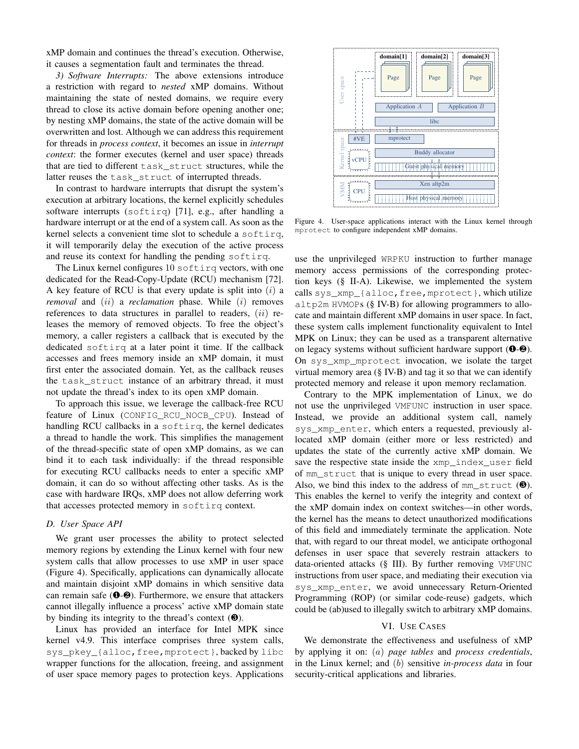xMP domain and continues the thread's execution. Otherwise, it causes a segmentation fault and terminates the thread.

*3) Software Interrupts:* The above extensions introduce a restriction with regard to *nested* xMP domains. Without maintaining the state of nested domains, we require every thread to close its active domain before opening another one; by nesting xMP domains, the state of the active domain will be overwritten and lost. Although we can address this requirement for threads in *process context*, it becomes an issue in *interrupt context*: the former executes (kernel and user space) threads that are tied to different `task_struct` structures, while the latter reuses the `task_struct` of interrupted threads.

In contrast to hardware interrupts that disrupt the system's execution at arbitrary locations, the kernel explicitly schedules software interrupts (`softirq`) [71], e.g., after handling a hardware interrupt or at the end of a system call. As soon as the kernel selects a convenient time slot to schedule a `softirq`, it will temporarily delay the execution of the active process and reuse its context for handling the pending `softirq`.

The Linux kernel configures 10 `softirq` vectors, with one dedicated for the Read-Copy-Update (RCU) mechanism [72]. A key feature of RCU is that every update is split into $(i)$ a *removal* and $(ii)$ a *reclamation* phase. While $(i)$ removes references to data structures in parallel to readers, $(ii)$ releases the memory of removed objects. To free the object's memory, a caller registers a callback that is executed by the dedicated `softirq` at a later point it time. If the callback accesses and frees memory inside an xMP domain, it must first enter the associated domain. Yet, as the callback reuses the `task_struct` instance of an arbitrary thread, it must not update the thread's index to its open xMP domain.

To approach this issue, we leverage the callback-free RCU feature of Linux (`CONFIG_RCU_NOCB_CPU`). Instead of handling RCU callbacks in a `softirq`, the kernel dedicates a thread to handle the work. This simplifies the management of the thread-specific state of open xMP domains, as we can bind it to each task individually: if the thread responsible for executing RCU callbacks needs to enter a specific xMP domain, it can do so without affecting other tasks. As is the case with hardware IRQs, xMP does not allow deferring work that accesses protected memory in `softirq` context.

### D. User Space API

We grant user processes the ability to protect selected memory regions by extending the Linux kernel with four new system calls that allow processes to use xMP in user space (Figure 4). Specifically, applications can dynamically allocate and maintain disjoint xMP domains in which sensitive data can remain safe (❶-❷). Furthermore, we ensure that attackers cannot illegally influence a process' active xMP domain state by binding its integrity to the thread's context (❸).

Linux has provided an interface for Intel MPK since kernel v4.9. This interface comprises three system calls, `sys_pkey_{alloc,free,mprotect}`, backed by `libc` wrapper functions for the allocation, freeing, and assignment of user space memory pages to protection keys. Applications use the unprivileged `WRPKU` instruction to further manage memory access permissions of the corresponding protection keys (§ II-A). Likewise, we implemented the system calls `sys_xmp_{alloc,free,mprotect}`, which utilize `altp2m` HVMOPs (§ IV-B) for allowing programmers to allocate and maintain different xMP domains in user space. In fact, these system calls implement functionality equivalent to Intel MPK on Linux; they can be used as a transparent alternative on legacy systems without sufficient hardware support (❶-❷). On `sys_xmp_mprotect` invocation, we isolate the target virtual memory area (§ IV-B) and tag it so that we can identify protected memory and release it upon memory reclamation.

Figure 4. User-space applications interact with the Linux kernel through `mprotect` to configure independent xMP domains.

Contrary to the MPK implementation of Linux, we do not use the unprivileged `VMFUNC` instruction in user space. Instead, we provide an additional system call, namely `sys_xmp_enter`, which enters a requested, previously allocated xMP domain (either more or less restricted) and updates the state of the currently active xMP domain. We save the respective state inside the `xmp_index_user` field of `mm_struct` that is unique to every thread in user space. Also, we bind this index to the address of `mm_struct` (❸). This enables the kernel to verify the integrity and context of the xMP domain index on context switches—in other words, the kernel has the means to detect unauthorized modifications of this field and immediately terminate the application. Note that, with regard to our threat model, we anticipate orthogonal defenses in user space that severely restrain attackers to data-oriented attacks (§ III). By further removing `VMFUNC` instructions from user space, and mediating their execution via `sys_xmp_enter`, we avoid unnecessary Return-Oriented Programming (ROP) (or similar code-reuse) gadgets, which could be (ab)used to illegally switch to arbitrary xMP domains.

## VI. Use Cases

We demonstrate the effectiveness and usefulness of xMP by applying it on: $(a)$ *page tables* and *process credentials*, in the Linux kernel; and $(b)$ sensitive *in-process data* in four security-critical applications and libraries.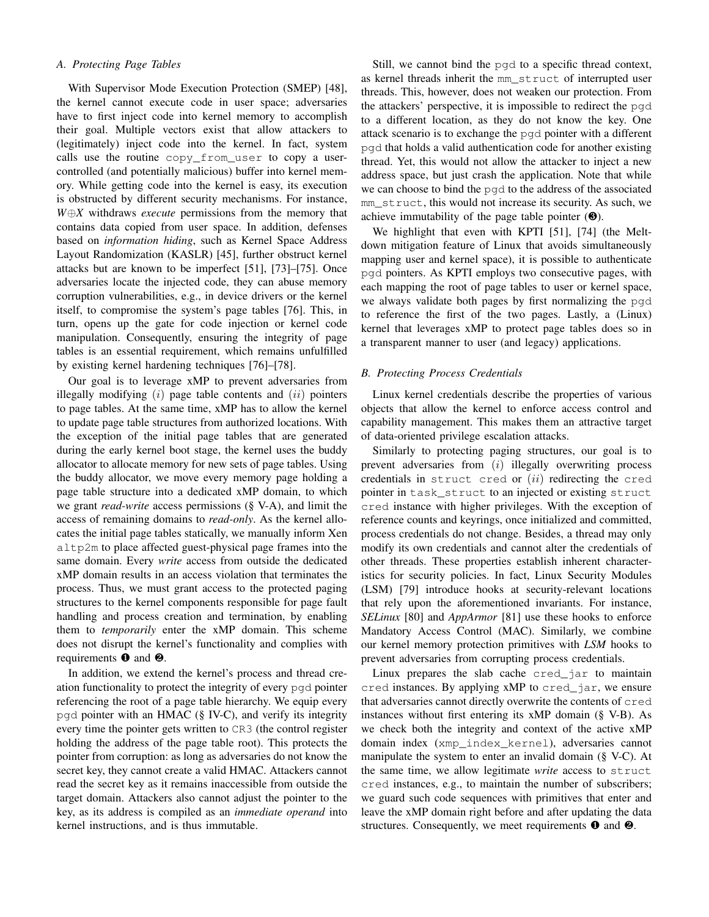### A. Protecting Page Tables

With Supervisor Mode Execution Protection (SMEP) [48], the kernel cannot execute code in user space; adversaries have to first inject code into kernel memory to accomplish their goal. Multiple vectors exist that allow attackers to (legitimately) inject code into the kernel. In fact, system calls use the routine `copy_from_user` to copy a user-controlled (and potentially malicious) buffer into kernel memory. While getting code into the kernel is easy, its execution is obstructed by different security mechanisms. For instance, *W⊕X* withdraws *execute* permissions from the memory that contains data copied from user space. In addition, defenses based on *information hiding*, such as Kernel Space Address Layout Randomization (KASLR) [45], further obstruct kernel attacks but are known to be imperfect [51], [73]–[75]. Once adversaries locate the injected code, they can abuse memory corruption vulnerabilities, e.g., in device drivers or the kernel itself, to compromise the system's page tables [76]. This, in turn, opens up the gate for code injection or kernel code manipulation. Consequently, ensuring the integrity of page tables is an essential requirement, which remains unfulfilled by existing kernel hardening techniques [76]–[78].

Our goal is to leverage xMP to prevent adversaries from illegally modifying $(i)$ page table contents and $(ii)$ pointers to page tables. At the same time, xMP has to allow the kernel to update page table structures from authorized locations. With the exception of the initial page tables that are generated during the early kernel boot stage, the kernel uses the buddy allocator to allocate memory for new sets of page tables. Using the buddy allocator, we move every memory page holding a page table structure into a dedicated xMP domain, to which we grant *read-write* access permissions (§ V-A), and limit the access of remaining domains to *read-only*. As the kernel allocates the initial page tables statically, we manually inform Xen `altp2m` to place affected guest-physical page frames into the same domain. Every *write* access from outside the dedicated xMP domain results in an access violation that terminates the process. Thus, we must grant access to the protected paging structures to the kernel components responsible for page fault handling and process creation and termination, by enabling them to *temporarily* enter the xMP domain. This scheme does not disrupt the kernel's functionality and complies with requirements ❶ and ❷.

In addition, we extend the kernel's process and thread creation functionality to protect the integrity of every `pgd` pointer referencing the root of a page table hierarchy. We equip every `pgd` pointer with an HMAC (§ IV-C), and verify its integrity every time the pointer gets written to `CR3` (the control register holding the address of the page table root). This protects the pointer from corruption: as long as adversaries do not know the secret key, they cannot create a valid HMAC. Attackers cannot read the secret key as it remains inaccessible from outside the target domain. Attackers also cannot adjust the pointer to the key, as its address is compiled as an *immediate operand* into kernel instructions, and is thus immutable.

Still, we cannot bind the `pgd` to a specific thread context, as kernel threads inherit the `mm_struct` of interrupted user threads. This, however, does not weaken our protection. From the attackers' perspective, it is impossible to redirect the `pgd` to a different location, as they do not know the key. One attack scenario is to exchange the `pgd` pointer with a different `pgd` that holds a valid authentication code for another existing thread. Yet, this would not allow the attacker to inject a new address space, but just crash the application. Note that while we can choose to bind the `pgd` to the address of the associated `mm_struct`, this would not increase its security. As such, we achieve immutability of the page table pointer (❸).

We highlight that even with KPTI [51], [74] (the Meltdown mitigation feature of Linux that avoids simultaneously mapping user and kernel space), it is possible to authenticate `pgd` pointers. As KPTI employs two consecutive pages, with each mapping the root of page tables to user or kernel space, we always validate both pages by first normalizing the `pgd` to reference the first of the two pages. Lastly, a (Linux) kernel that leverages xMP to protect page tables does so in a transparent manner to user (and legacy) applications.

### B. Protecting Process Credentials

Linux kernel credentials describe the properties of various objects that allow the kernel to enforce access control and capability management. This makes them an attractive target of data-oriented privilege escalation attacks.

Similarly to protecting paging structures, our goal is to prevent adversaries from $(i)$ illegally overwriting process credentials in `struct cred` or $(ii)$ redirecting the `cred` pointer in `task_struct` to an injected or existing `struct cred` instance with higher privileges. With the exception of reference counts and keyrings, once initialized and committed, process credentials do not change. Besides, a thread may only modify its own credentials and cannot alter the credentials of other threads. These properties establish inherent characteristics for security policies. In fact, Linux Security Modules (LSM) [79] introduce hooks at security-relevant locations that rely upon the aforementioned invariants. For instance, *SELinux* [80] and *AppArmor* [81] use these hooks to enforce Mandatory Access Control (MAC). Similarly, we combine our kernel memory protection primitives with *LSM* hooks to prevent adversaries from corrupting process credentials.

Linux prepares the slab cache `cred_jar` to maintain `cred` instances. By applying xMP to `cred_jar`, we ensure that adversaries cannot directly overwrite the contents of `cred` instances without first entering its xMP domain (§ V-B). As we check both the integrity and context of the active xMP domain index (`xmp_index_kernel`), adversaries cannot manipulate the system to enter an invalid domain (§ V-C). At the same time, we allow legitimate *write* access to `struct cred` instances, e.g., to maintain the number of subscribers; we guard such code sequences with primitives that enter and leave the xMP domain right before and after updating the data structures. Consequently, we meet requirements ❶ and ❷.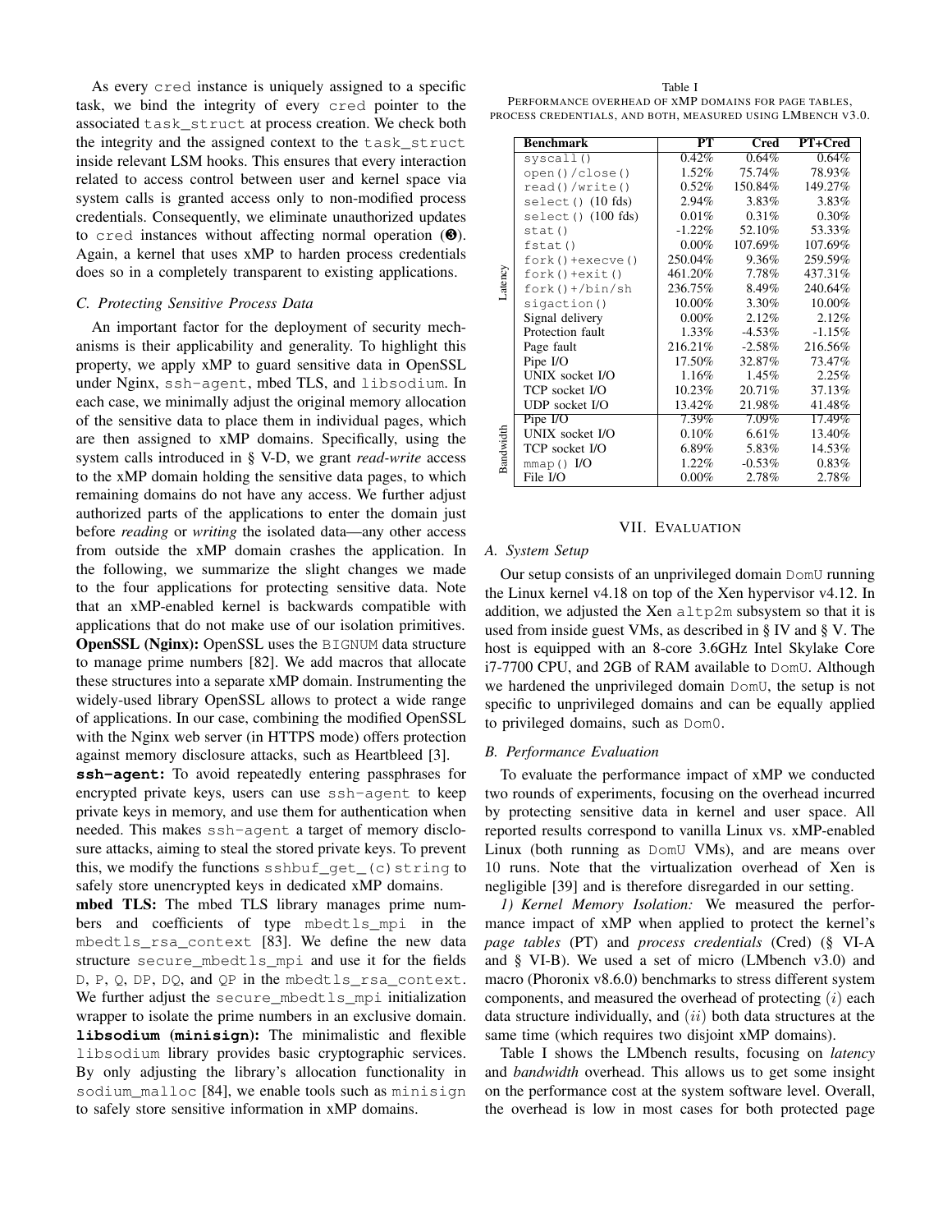As every `cred` instance is uniquely assigned to a specific task, we bind the integrity of every `cred` pointer to the associated `task_struct` at process creation. We check both the integrity and the assigned context to the `task_struct` inside relevant LSM hooks. This ensures that every interaction related to access control between user and kernel space via system calls is granted access only to non-modified process credentials. Consequently, we eliminate unauthorized updates to `cred` instances without affecting normal operation (❸). Again, a kernel that uses xMP to harden process credentials does so in a completely transparent to existing applications.

### *C. Protecting Sensitive Process Data*

An important factor for the deployment of security mechanisms is their applicability and generality. To highlight this property, we apply xMP to guard sensitive data in OpenSSL under Nginx, `ssh-agent`, mbed TLS, and `libsodium`. In each case, we minimally adjust the original memory allocation of the sensitive data to place them in individual pages, which are then assigned to xMP domains. Specifically, using the system calls introduced in § V-D, we grant *read-write* access to the xMP domain holding the sensitive data pages, to which remaining domains do not have any access. We further adjust authorized parts of the applications to enter the domain just before *reading* or *writing* the isolated data—any other access from outside the xMP domain crashes the application. In the following, we summarize the slight changes we made to the four applications for protecting sensitive data. Note that an xMP-enabled kernel is backwards compatible with applications that do not make use of our isolation primitives.

**OpenSSL (Nginx):** OpenSSL uses the `BIGNUM` data structure to manage prime numbers [82]. We add macros that allocate these structures into a separate xMP domain. Instrumenting the widely-used library OpenSSL allows to protect a wide range of applications. In our case, combining the modified OpenSSL with the Nginx web server (in HTTPS mode) offers protection against memory disclosure attacks, such as Heartbleed [3].

**`ssh-agent`:** To avoid repeatedly entering passphrases for encrypted private keys, users can use `ssh-agent` to keep private keys in memory, and use them for authentication when needed. This makes `ssh-agent` a target of memory disclosure attacks, aiming to steal the stored private keys. To prevent this, we modify the functions `sshbuf_get_(c)string` to safely store unencrypted keys in dedicated xMP domains.

**mbed TLS:** The mbed TLS library manages prime numbers and coefficients of type `mbedtls_mpi` in the `mbedtls_rsa_context` [83]. We define the new data structure `secure_mbedtls_mpi` and use it for the fields `D`, `P`, `Q`, `DP`, `DQ`, and `QP` in the `mbedtls_rsa_context`. We further adjust the `secure_mbedtls_mpi` initialization wrapper to isolate the prime numbers in an exclusive domain.

**`libsodium` (`minisign`):** The minimalistic and flexible `libsodium` library provides basic cryptographic services. By only adjusting the library's allocation functionality in `sodium_malloc` [84], we enable tools such as `minisign` to safely store sensitive information in xMP domains.

Table I
PERFORMANCE OVERHEAD OF XMP DOMAINS FOR PAGE TABLES, PROCESS CREDENTIALS, AND BOTH, MEASURED USING LMBENCH V3.0.

| | Benchmark | PT | Cred | PT+Cred |
|---|---|---|---|---|
| Latency | `syscall()` | 0.42% | 0.64% | 0.64% |
| | `open()/close()` | 1.52% | 75.74% | 78.93% |
| | `read()/write()` | 0.52% | 150.84% | 149.27% |
| | `select()` (10 fds) | 2.94% | 3.83% | 3.83% |
| | `select()` (100 fds) | 0.01% | 0.31% | 0.30% |
| | `stat()` | -1.22% | 52.10% | 53.33% |
| | `fstat()` | 0.00% | 107.69% | 107.69% |
| | `fork()+execve()` | 250.04% | 9.36% | 259.59% |
| | `fork()+exit()` | 461.20% | 7.78% | 437.31% |
| | `fork()+/bin/sh` | 236.75% | 8.49% | 240.64% |
| | `sigaction()` | 10.00% | 3.30% | 10.00% |
| | Signal delivery | 0.00% | 2.12% | 2.12% |
| | Protection fault | 1.33% | -4.53% | -1.15% |
| | Page fault | 216.21% | -2.58% | 216.56% |
| | Pipe I/O | 17.50% | 32.87% | 73.47% |
| | UNIX socket I/O | 1.16% | 1.45% | 2.25% |
| | TCP socket I/O | 10.23% | 20.71% | 37.13% |
| | UDP socket I/O | 13.42% | 21.98% | 41.48% |
| Bandwidth | Pipe I/O | 7.39% | 7.09% | 17.49% |
| | UNIX socket I/O | 0.10% | 6.61% | 13.40% |
| | TCP socket I/O | 6.89% | 5.83% | 14.53% |
| | `mmap()` I/O | 1.22% | -0.53% | 0.83% |
| | File I/O | 0.00% | 2.78% | 2.78% |

## VII. EVALUATION

### *A. System Setup*

Our setup consists of an unprivileged domain `DomU` running the Linux kernel v4.18 on top of the Xen hypervisor v4.12. In addition, we adjusted the Xen `altp2m` subsystem so that it is used from inside guest VMs, as described in § IV and § V. The host is equipped with an 8-core 3.6GHz Intel Skylake Core i7-7700 CPU, and 2GB of RAM available to `DomU`. Although we hardened the unprivileged domain `DomU`, the setup is not specific to unprivileged domains and can be equally applied to privileged domains, such as `Dom0`.

### *B. Performance Evaluation*

To evaluate the performance impact of xMP we conducted two rounds of experiments, focusing on the overhead incurred by protecting sensitive data in kernel and user space. All reported results correspond to vanilla Linux vs. xMP-enabled Linux (both running as `DomU` VMs), and are means over 10 runs. Note that the virtualization overhead of Xen is negligible [39] and is therefore disregarded in our setting.

*1) Kernel Memory Isolation:* We measured the performance impact of xMP when applied to protect the kernel's *page tables* (PT) and *process credentials* (Cred) (§ VI-A and § VI-B). We used a set of micro (LMbench v3.0) and macro (Phoronix v8.6.0) benchmarks to stress different system components, and measured the overhead of protecting $(i)$ each data structure individually, and $(ii)$ both data structures at the same time (which requires two disjoint xMP domains).

Table I shows the LMbench results, focusing on *latency* and *bandwidth* overhead. This allows us to get some insight on the performance cost at the system software level. Overall, the overhead is low in most cases for both protected page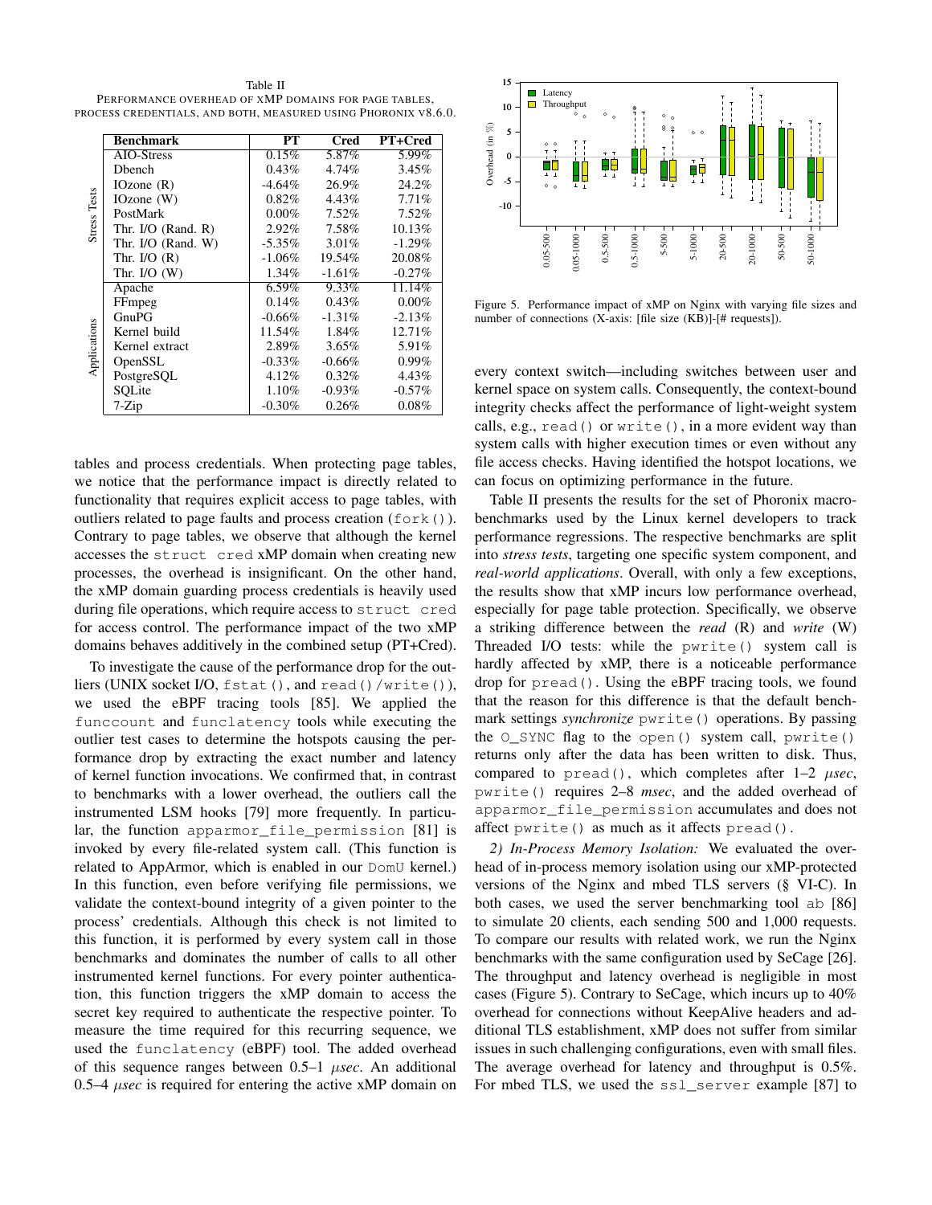Table II
PERFORMANCE OVERHEAD OF XMP DOMAINS FOR PAGE TABLES, PROCESS CREDENTIALS, AND BOTH, MEASURED USING PHORONIX V8.6.0.

| | Benchmark | PT | Cred | PT+Cred |
|---|---|---|---|---|
| Stress Tests | AIO-Stress | 0.15% | 5.87% | 5.99% |
| | Dbench | 0.43% | 4.74% | 3.45% |
| | IOzone (R) | -4.64% | 26.9% | 24.2% |
| | IOzone (W) | 0.82% | 4.43% | 7.71% |
| | PostMark | 0.00% | 7.52% | 7.52% |
| | Thr. I/O (Rand. R) | 2.92% | 7.58% | 10.13% |
| | Thr. I/O (Rand. W) | -5.35% | 3.01% | -1.29% |
| | Thr. I/O (R) | -1.06% | 19.54% | 20.08% |
| | Thr. I/O (W) | 1.34% | -1.61% | -0.27% |
| Applications | Apache | 6.59% | 9.33% | 11.14% |
| | FFmpeg | 0.14% | 0.43% | 0.00% |
| | GnuPG | -0.66% | -1.31% | -2.13% |
| | Kernel build | 11.54% | 1.84% | 12.71% |
| | Kernel extract | 2.89% | 3.65% | 5.91% |
| | OpenSSL | -0.33% | -0.66% | 0.99% |
| | PostgreSQL | 4.12% | 0.32% | 4.43% |
| | SQLite | 1.10% | -0.93% | -0.57% |
| | 7-Zip | -0.30% | 0.26% | 0.08% |

tables and process credentials. When protecting page tables, we notice that the performance impact is directly related to functionality that requires explicit access to page tables, with outliers related to page faults and process creation (`fork()`). Contrary to page tables, we observe that although the kernel accesses the `struct cred` xMP domain when creating new processes, the overhead is insignificant. On the other hand, the xMP domain guarding process credentials is heavily used during file operations, which require access to `struct cred` for access control. The performance impact of the two xMP domains behaves additively in the combined setup (PT+Cred).

To investigate the cause of the performance drop for the outliers (UNIX socket I/O, `fstat()`, and `read()`/`write()`), we used the eBPF tracing tools [85]. We applied the `funccount` and `funclatency` tools while executing the outlier test cases to determine the hotspots causing the performance drop by extracting the exact number and latency of kernel function invocations. We confirmed that, in contrast to benchmarks with a lower overhead, the outliers call the instrumented LSM hooks [79] more frequently. In particular, the function `apparmor_file_permission` [81] is invoked by every file-related system call. (This function is related to AppArmor, which is enabled in our `DomU` kernel.) In this function, even before verifying file permissions, we validate the context-bound integrity of a given pointer to the process' credentials. Although this check is not limited to this function, it is performed by every system call in those benchmarks and dominates the number of calls to all other instrumented kernel functions. For every pointer authentication, this function triggers the xMP domain to access the secret key required to authenticate the respective pointer. To measure the time required for this recurring sequence, we used the `funclatency` (eBPF) tool. The added overhead of this sequence ranges between 0.5–1 *µsec*. An additional 0.5–4 *µsec* is required for entering the active xMP domain on every context switch—including switches between user and kernel space on system calls. Consequently, the context-bound integrity checks affect the performance of light-weight system calls, e.g., `read()` or `write()`, in a more evident way than system calls with higher execution times or even without any file access checks. Having identified the hotspot locations, we can focus on optimizing performance in the future.

Figure 5. Performance impact of xMP on Nginx with varying file sizes and number of connections (X-axis: [file size (KB)]-[# requests]).

Table II presents the results for the set of Phoronix macrobenchmarks used by the Linux kernel developers to track performance regressions. The respective benchmarks are split into *stress tests*, targeting one specific system component, and *real-world applications*. Overall, with only a few exceptions, the results show that xMP incurs low performance overhead, especially for page table protection. Specifically, we observe a striking difference between the *read* (R) and *write* (W) Threaded I/O tests: while the `pwrite()` system call is hardly affected by xMP, there is a noticeable performance drop for `pread()`. Using the eBPF tracing tools, we found that the reason for this difference is that the default benchmark settings *synchronize* `pwrite()` operations. By passing the `O_SYNC` flag to the `open()` system call, `pwrite()` returns only after the data has been written to disk. Thus, compared to `pread()`, which completes after 1–2 *µsec*, `pwrite()` requires 2–8 *msec*, and the added overhead of `apparmor_file_permission` accumulates and does not affect `pwrite()` as much as it affects `pread()`.

*2) In-Process Memory Isolation:* We evaluated the overhead of in-process memory isolation using our xMP-protected versions of the Nginx and mbed TLS servers (§ VI-C). In both cases, we used the server benchmarking tool `ab` [86] to simulate 20 clients, each sending 500 and 1,000 requests. To compare our results with related work, we run the Nginx benchmarks with the same configuration used by SeCage [26]. The throughput and latency overhead is negligible in most cases (Figure 5). Contrary to SeCage, which incurs up to 40% overhead for connections without KeepAlive headers and additional TLS establishment, xMP does not suffer from similar issues in such challenging configurations, even with small files. The average overhead for latency and throughput is 0.5%. For mbed TLS, we used the `ssl_server` example [87] to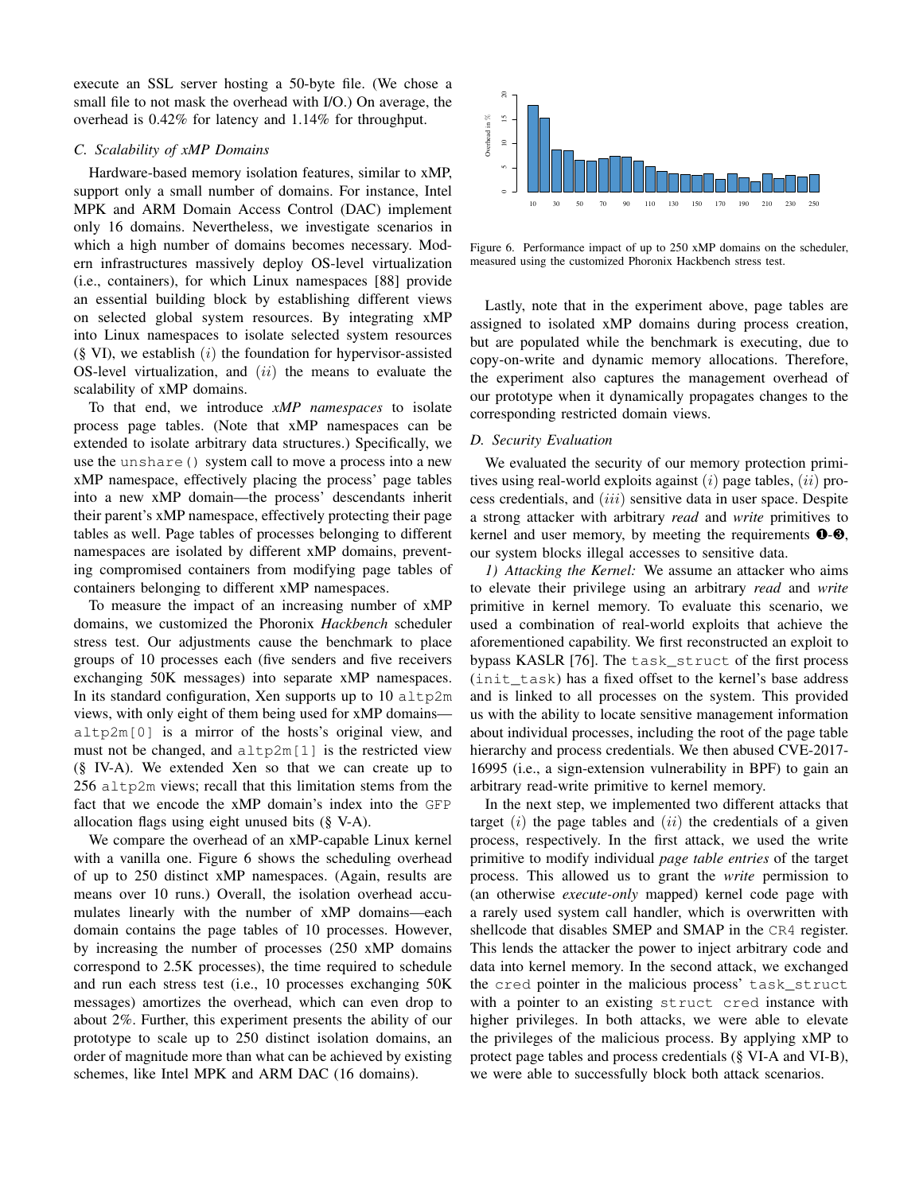execute an SSL server hosting a 50-byte file. (We chose a small file to not mask the overhead with I/O.) On average, the overhead is 0.42% for latency and 1.14% for throughput.

### C. Scalability of xMP Domains

Hardware-based memory isolation features, similar to xMP, support only a small number of domains. For instance, Intel MPK and ARM Domain Access Control (DAC) implement only 16 domains. Nevertheless, we investigate scenarios in which a high number of domains becomes necessary. Modern infrastructures massively deploy OS-level virtualization (i.e., containers), for which Linux namespaces [88] provide an essential building block by establishing different views on selected global system resources. By integrating xMP into Linux namespaces to isolate selected system resources (§ VI), we establish $(i)$ the foundation for hypervisor-assisted OS-level virtualization, and $(ii)$ the means to evaluate the scalability of xMP domains.

To that end, we introduce *xMP namespaces* to isolate process page tables. (Note that xMP namespaces can be extended to isolate arbitrary data structures.) Specifically, we use the `unshare()` system call to move a process into a new xMP namespace, effectively placing the process' page tables into a new xMP domain—the process' descendants inherit their parent's xMP namespace, effectively protecting their page tables as well. Page tables of processes belonging to different namespaces are isolated by different xMP domains, preventing compromised containers from modifying page tables of containers belonging to different xMP namespaces.

To measure the impact of an increasing number of xMP domains, we customized the Phoronix *Hackbench* scheduler stress test. Our adjustments cause the benchmark to place groups of 10 processes each (five senders and five receivers exchanging 50K messages) into separate xMP namespaces. In its standard configuration, Xen supports up to 10 `altp2m` views, with only eight of them being used for xMP domains—`altp2m[0]` is a mirror of the hosts's original view, and must not be changed, and `altp2m[1]` is the restricted view (§ IV-A). We extended Xen so that we can create up to 256 `altp2m` views; recall that this limitation stems from the fact that we encode the xMP domain's index into the `GFP` allocation flags using eight unused bits (§ V-A).

We compare the overhead of an xMP-capable Linux kernel with a vanilla one. Figure 6 shows the scheduling overhead of up to 250 distinct xMP namespaces. (Again, results are means over 10 runs.) Overall, the isolation overhead accumulates linearly with the number of xMP domains—each domain contains the page tables of 10 processes. However, by increasing the number of processes (250 xMP domains correspond to 2.5K processes), the time required to schedule and run each stress test (i.e., 10 processes exchanging 50K messages) amortizes the overhead, which can even drop to about 2%. Further, this experiment presents the ability of our prototype to scale up to 250 distinct isolation domains, an order of magnitude more than what can be achieved by existing schemes, like Intel MPK and ARM DAC (16 domains).

Figure 6. Performance impact of up to 250 xMP domains on the scheduler, measured using the customized Phoronix Hackbench stress test.

Lastly, note that in the experiment above, page tables are assigned to isolated xMP domains during process creation, but are populated while the benchmark is executing, due to copy-on-write and dynamic memory allocations. Therefore, the experiment also captures the management overhead of our prototype when it dynamically propagates changes to the corresponding restricted domain views.

### D. Security Evaluation

We evaluated the security of our memory protection primitives using real-world exploits against $(i)$ page tables, $(ii)$ process credentials, and $(iii)$ sensitive data in user space. Despite a strong attacker with arbitrary *read* and *write* primitives to kernel and user memory, by meeting the requirements ❶-❸, our system blocks illegal accesses to sensitive data.

*1) Attacking the Kernel:* We assume an attacker who aims to elevate their privilege using an arbitrary *read* and *write* primitive in kernel memory. To evaluate this scenario, we used a combination of real-world exploits that achieve the aforementioned capability. We first reconstructed an exploit to bypass KASLR [76]. The `task_struct` of the first process (`init_task`) has a fixed offset to the kernel's base address and is linked to all processes on the system. This provided us with the ability to locate sensitive management information about individual processes, including the root of the page table hierarchy and process credentials. We then abused CVE-2017-16995 (i.e., a sign-extension vulnerability in BPF) to gain an arbitrary read-write primitive to kernel memory.

In the next step, we implemented two different attacks that target $(i)$ the page tables and $(ii)$ the credentials of a given process, respectively. In the first attack, we used the write primitive to modify individual *page table entries* of the target process. This allowed us to grant the *write* permission to (an otherwise *execute-only* mapped) kernel code page with a rarely used system call handler, which is overwritten with shellcode that disables SMEP and SMAP in the `CR4` register. This lends the attacker the power to inject arbitrary code and data into kernel memory. In the second attack, we exchanged the `cred` pointer in the malicious process' `task_struct` with a pointer to an existing `struct cred` instance with higher privileges. In both attacks, we were able to elevate the privileges of the malicious process. By applying xMP to protect page tables and process credentials (§ VI-A and VI-B), we were able to successfully block both attack scenarios.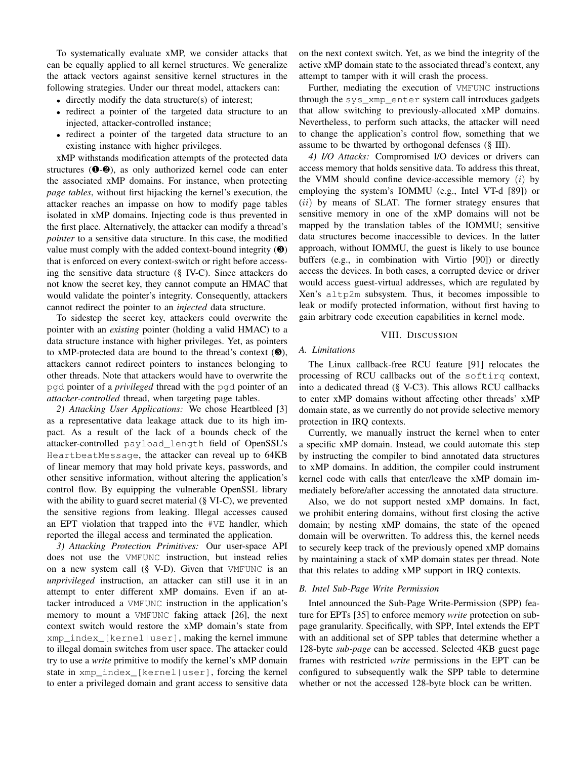To systematically evaluate xMP, we consider attacks that can be equally applied to all kernel structures. We generalize the attack vectors against sensitive kernel structures in the following strategies. Under our threat model, attackers can:

- directly modify the data structure(s) of interest;
- redirect a pointer of the targeted data structure to an injected, attacker-controlled instance;
- redirect a pointer of the targeted data structure to an existing instance with higher privileges.

xMP withstands modification attempts of the protected data structures (❶-❷), as only authorized kernel code can enter the associated xMP domains. For instance, when protecting *page tables*, without first hijacking the kernel's execution, the attacker reaches an impasse on how to modify page tables isolated in xMP domains. Injecting code is thus prevented in the first place. Alternatively, the attacker can modify a thread's *pointer* to a sensitive data structure. In this case, the modified value must comply with the added context-bound integrity (❸) that is enforced on every context-switch or right before accessing the sensitive data structure (§ IV-C). Since attackers do not know the secret key, they cannot compute an HMAC that would validate the pointer's integrity. Consequently, attackers cannot redirect the pointer to an *injected* data structure.

To sidestep the secret key, attackers could overwrite the pointer with an *existing* pointer (holding a valid HMAC) to a data structure instance with higher privileges. Yet, as pointers to xMP-protected data are bound to the thread's context (❸), attackers cannot redirect pointers to instances belonging to other threads. Note that attackers would have to overwrite the `pgd` pointer of a *privileged* thread with the `pgd` pointer of an *attacker-controlled* thread, when targeting page tables.

*2) Attacking User Applications:* We chose Heartbleed [3] as a representative data leakage attack due to its high impact. As a result of the lack of a bounds check of the attacker-controlled `payload_length` field of OpenSSL's `HeartbeatMessage`, the attacker can reveal up to 64KB of linear memory that may hold private keys, passwords, and other sensitive information, without altering the application's control flow. By equipping the vulnerable OpenSSL library with the ability to guard secret material (§ VI-C), we prevented the sensitive regions from leaking. Illegal accesses caused an EPT violation that trapped into the `#VE` handler, which reported the illegal access and terminated the application.

*3) Attacking Protection Primitives:* Our user-space API does not use the `VMFUNC` instruction, but instead relies on a new system call (§ V-D). Given that `VMFUNC` is an *unprivileged* instruction, an attacker can still use it in an attempt to enter different xMP domains. Even if an attacker introduced a `VMFUNC` instruction in the application's memory to mount a `VMFUNC` faking attack [26], the next context switch would restore the xMP domain's state from `xmp_index_[kernel|user]`, making the kernel immune to illegal domain switches from user space. The attacker could try to use a *write* primitive to modify the kernel's xMP domain state in `xmp_index_[kernel|user]`, forcing the kernel to enter a privileged domain and grant access to sensitive data on the next context switch. Yet, as we bind the integrity of the active xMP domain state to the associated thread's context, any attempt to tamper with it will crash the process.

Further, mediating the execution of `VMFUNC` instructions through the `sys_xmp_enter` system call introduces gadgets that allow switching to previously-allocated xMP domains. Nevertheless, to perform such attacks, the attacker will need to change the application's control flow, something that we assume to be thwarted by orthogonal defenses (§ III).

*4) I/O Attacks:* Compromised I/O devices or drivers can access memory that holds sensitive data. To address this threat, the VMM should confine device-accessible memory ($i$) by employing the system's IOMMU (e.g., Intel VT-d [89]) or ($ii$) by means of SLAT. The former strategy ensures that sensitive memory in one of the xMP domains will not be mapped by the translation tables of the IOMMU; sensitive data structures become inaccessible to devices. In the latter approach, without IOMMU, the guest is likely to use bounce buffers (e.g., in combination with Virtio [90]) or directly access the devices. In both cases, a corrupted device or driver would access guest-virtual addresses, which are regulated by Xen's `altp2m` subsystem. Thus, it becomes impossible to leak or modify protected information, without first having to gain arbitrary code execution capabilities in kernel mode.

## VIII. Discussion

### A. Limitations

The Linux callback-free RCU feature [91] relocates the processing of RCU callbacks out of the `softirq` context, into a dedicated thread (§ V-C3). This allows RCU callbacks to enter xMP domains without affecting other threads' xMP domain state, as we currently do not provide selective memory protection in IRQ contexts.

Currently, we manually instruct the kernel when to enter a specific xMP domain. Instead, we could automate this step by instructing the compiler to bind annotated data structures to xMP domains. In addition, the compiler could instrument kernel code with calls that enter/leave the xMP domain immediately before/after accessing the annotated data structure.

Also, we do not support nested xMP domains. In fact, we prohibit entering domains, without first closing the active domain; by nesting xMP domains, the state of the opened domain will be overwritten. To address this, the kernel needs to securely keep track of the previously opened xMP domains by maintaining a stack of xMP domain states per thread. Note that this relates to adding xMP support in IRQ contexts.

### B. Intel Sub-Page Write Permission

Intel announced the Sub-Page Write-Permission (SPP) feature for EPTs [35] to enforce memory *write* protection on sub-page granularity. Specifically, with SPP, Intel extends the EPT with an additional set of SPP tables that determine whether a 128-byte *sub-page* can be accessed. Selected 4KB guest page frames with restricted *write* permissions in the EPT can be configured to subsequently walk the SPP table to determine whether or not the accessed 128-byte block can be written.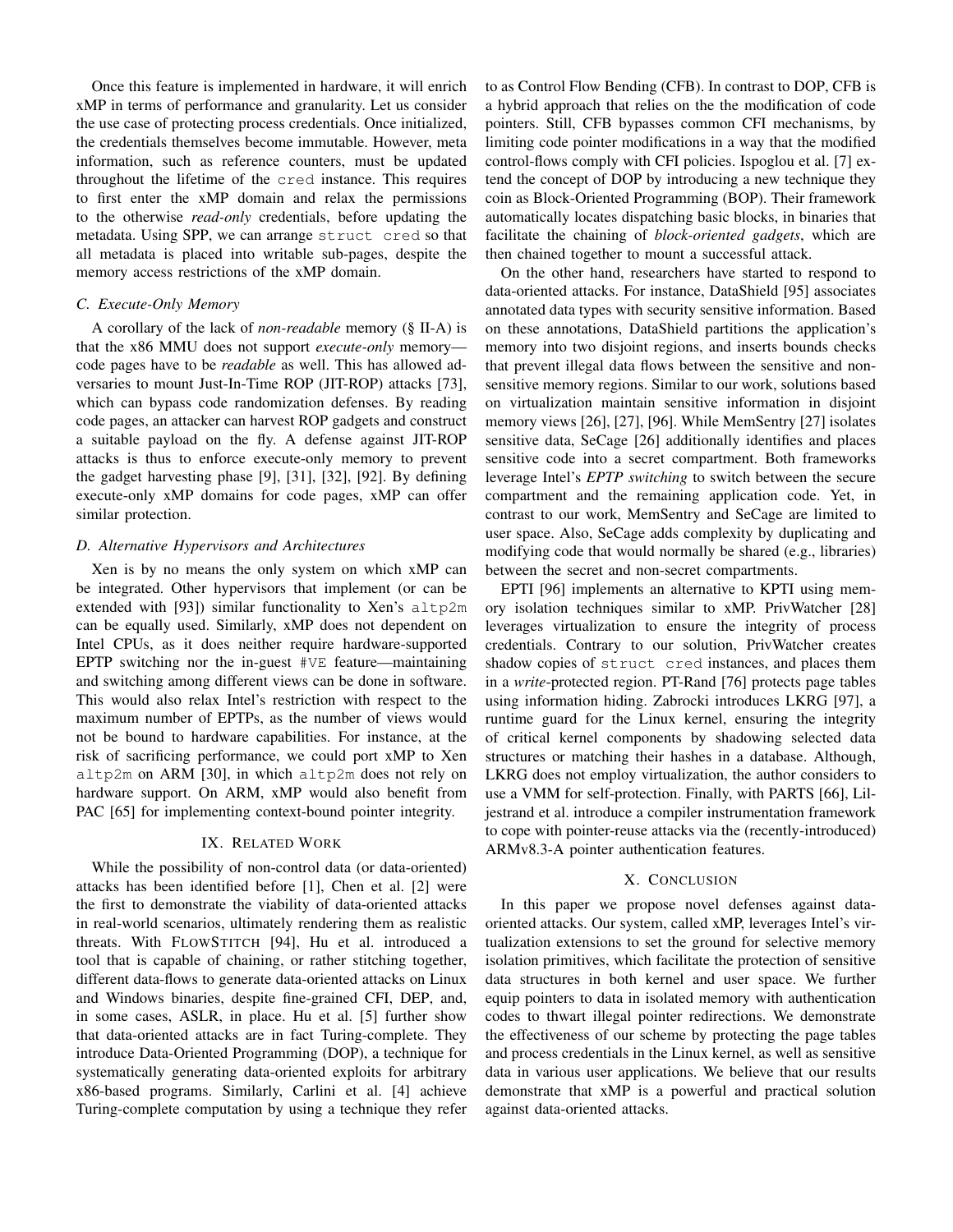Once this feature is implemented in hardware, it will enrich xMP in terms of performance and granularity. Let us consider the use case of protecting process credentials. Once initialized, the credentials themselves become immutable. However, meta information, such as reference counters, must be updated throughout the lifetime of the `cred` instance. This requires to first enter the xMP domain and relax the permissions to the otherwise *read-only* credentials, before updating the metadata. Using SPP, we can arrange `struct cred` so that all metadata is placed into writable sub-pages, despite the memory access restrictions of the xMP domain.

### C. Execute-Only Memory

A corollary of the lack of *non-readable* memory (§ II-A) is that the x86 MMU does not support *execute-only* memory—code pages have to be *readable* as well. This has allowed adversaries to mount Just-In-Time ROP (JIT-ROP) attacks [73], which can bypass code randomization defenses. By reading code pages, an attacker can harvest ROP gadgets and construct a suitable payload on the fly. A defense against JIT-ROP attacks is thus to enforce execute-only memory to prevent the gadget harvesting phase [9], [31], [32], [92]. By defining execute-only xMP domains for code pages, xMP can offer similar protection.

### D. Alternative Hypervisors and Architectures

Xen is by no means the only system on which xMP can be integrated. Other hypervisors that implement (or can be extended with [93]) similar functionality to Xen's `altp2m` can be equally used. Similarly, xMP does not dependent on Intel CPUs, as it does neither require hardware-supported EPTP switching nor the in-guest `#VE` feature—maintaining and switching among different views can be done in software. This would also relax Intel's restriction with respect to the maximum number of EPTPs, as the number of views would not be bound to hardware capabilities. For instance, at the risk of sacrificing performance, we could port xMP to Xen `altp2m` on ARM [30], in which `altp2m` does not rely on hardware support. On ARM, xMP would also benefit from PAC [65] for implementing context-bound pointer integrity.

## IX. Related Work

While the possibility of non-control data (or data-oriented) attacks has been identified before [1], Chen et al. [2] were the first to demonstrate the viability of data-oriented attacks in real-world scenarios, ultimately rendering them as realistic threats. With FlowStitch [94], Hu et al. introduced a tool that is capable of chaining, or rather stitching together, different data-flows to generate data-oriented attacks on Linux and Windows binaries, despite fine-grained CFI, DEP, and, in some cases, ASLR, in place. Hu et al. [5] further show that data-oriented attacks are in fact Turing-complete. They introduce Data-Oriented Programming (DOP), a technique for systematically generating data-oriented exploits for arbitrary x86-based programs. Similarly, Carlini et al. [4] achieve Turing-complete computation by using a technique they refer to as Control Flow Bending (CFB). In contrast to DOP, CFB is a hybrid approach that relies on the the modification of code pointers. Still, CFB bypasses common CFI mechanisms, by limiting code pointer modifications in a way that the modified control-flows comply with CFI policies. Ispoglou et al. [7] extend the concept of DOP by introducing a new technique they coin as Block-Oriented Programming (BOP). Their framework automatically locates dispatching basic blocks, in binaries that facilitate the chaining of *block-oriented gadgets*, which are then chained together to mount a successful attack.

On the other hand, researchers have started to respond to data-oriented attacks. For instance, DataShield [95] associates annotated data types with security sensitive information. Based on these annotations, DataShield partitions the application's memory into two disjoint regions, and inserts bounds checks that prevent illegal data flows between the sensitive and non-sensitive memory regions. Similar to our work, solutions based on virtualization maintain sensitive information in disjoint memory views [26], [27], [96]. While MemSentry [27] isolates sensitive data, SeCage [26] additionally identifies and places sensitive code into a secret compartment. Both frameworks leverage Intel's *EPTP switching* to switch between the secure compartment and the remaining application code. Yet, in contrast to our work, MemSentry and SeCage are limited to user space. Also, SeCage adds complexity by duplicating and modifying code that would normally be shared (e.g., libraries) between the secret and non-secret compartments.

EPTI [96] implements an alternative to KPTI using memory isolation techniques similar to xMP. PrivWatcher [28] leverages virtualization to ensure the integrity of process credentials. Contrary to our solution, PrivWatcher creates shadow copies of `struct cred` instances, and places them in a *write*-protected region. PT-Rand [76] protects page tables using information hiding. Zabrocki introduces LKRG [97], a runtime guard for the Linux kernel, ensuring the integrity of critical kernel components by shadowing selected data structures or matching their hashes in a database. Although, LKRG does not employ virtualization, the author considers to use a VMM for self-protection. Finally, with PARTS [66], Liljestrand et al. introduce a compiler instrumentation framework to cope with pointer-reuse attacks via the (recently-introduced) ARMv8.3-A pointer authentication features.

## X. Conclusion

In this paper we propose novel defenses against data-oriented attacks. Our system, called xMP, leverages Intel's virtualization extensions to set the ground for selective memory isolation primitives, which facilitate the protection of sensitive data structures in both kernel and user space. We further equip pointers to data in isolated memory with authentication codes to thwart illegal pointer redirections. We demonstrate the effectiveness of our scheme by protecting the page tables and process credentials in the Linux kernel, as well as sensitive data in various user applications. We believe that our results demonstrate that xMP is a powerful and practical solution against data-oriented attacks.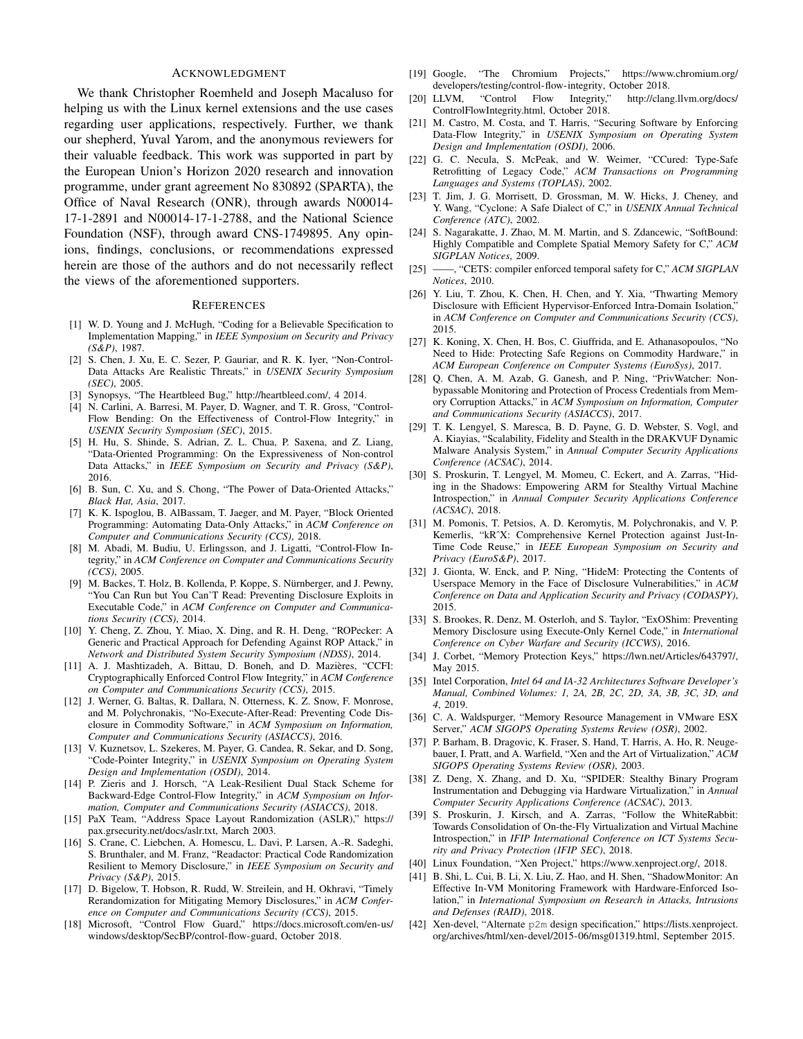## ACKNOWLEDGMENT

We thank Christopher Roemheld and Joseph Macaluso for helping us with the Linux kernel extensions and the use cases regarding user applications, respectively. Further, we thank our shepherd, Yuval Yarom, and the anonymous reviewers for their valuable feedback. This work was supported in part by the European Union's Horizon 2020 research and innovation programme, under grant agreement No 830892 (SPARTA), the Office of Naval Research (ONR), through awards N00014-17-1-2891 and N00014-17-1-2788, and the National Science Foundation (NSF), through award CNS-1749895. Any opinions, findings, conclusions, or recommendations expressed herein are those of the authors and do not necessarily reflect the views of the aforementioned supporters.

## REFERENCES

[1] W. D. Young and J. McHugh, "Coding for a Believable Specification to Implementation Mapping," in *IEEE Symposium on Security and Privacy (S&P)*, 1987.

[2] S. Chen, J. Xu, E. C. Sezer, P. Gauriar, and R. K. Iyer, "Non-Control-Data Attacks Are Realistic Threats," in *USENIX Security Symposium (SEC)*, 2005.

[3] Synopsys, "The Heartbleed Bug," http://heartbleed.com/, 4 2014.

[4] N. Carlini, A. Barresi, M. Payer, D. Wagner, and T. R. Gross, "Control-Flow Bending: On the Effectiveness of Control-Flow Integrity," in *USENIX Security Symposium (SEC)*, 2015.

[5] H. Hu, S. Shinde, S. Adrian, Z. L. Chua, P. Saxena, and Z. Liang, "Data-Oriented Programming: On the Expressiveness of Non-control Data Attacks," in *IEEE Symposium on Security and Privacy (S&P)*, 2016.

[6] B. Sun, C. Xu, and S. Chong, "The Power of Data-Oriented Attacks," *Black Hat, Asia*, 2017.

[7] K. K. Ispoglou, B. AlBassam, T. Jaeger, and M. Payer, "Block Oriented Programming: Automating Data-Only Attacks," in *ACM Conference on Computer and Communications Security (CCS)*, 2018.

[8] M. Abadi, M. Budiu, U. Erlingsson, and J. Ligatti, "Control-Flow Integrity," in *ACM Conference on Computer and Communications Security (CCS)*, 2005.

[9] M. Backes, T. Holz, B. Kollenda, P. Koppe, S. Nürnberger, and J. Pewny, "You Can Run but You Can'T Read: Preventing Disclosure Exploits in Executable Code," in *ACM Conference on Computer and Communications Security (CCS)*, 2014.

[10] Y. Cheng, Z. Zhou, Y. Miao, X. Ding, and R. H. Deng, "ROPecker: A Generic and Practical Approach for Defending Against ROP Attack," in *Network and Distributed System Security Symposium (NDSS)*, 2014.

[11] A. J. Mashtizadeh, A. Bittau, D. Boneh, and D. Mazières, "CCFI: Cryptographically Enforced Control Flow Integrity," in *ACM Conference on Computer and Communications Security (CCS)*, 2015.

[12] J. Werner, G. Baltas, R. Dallara, N. Otterness, K. Z. Snow, F. Monrose, and M. Polychronakis, "No-Execute-After-Read: Preventing Code Disclosure in Commodity Software," in *ACM Symposium on Information, Computer and Communications Security (ASIACCS)*, 2016.

[13] V. Kuznetsov, L. Szekeres, M. Payer, G. Candea, R. Sekar, and D. Song, "Code-Pointer Integrity," in *USENIX Symposium on Operating System Design and Implementation (OSDI)*, 2014.

[14] P. Zieris and J. Horsch, "A Leak-Resilient Dual Stack Scheme for Backward-Edge Control-Flow Integrity," in *ACM Symposium on Information, Computer and Communications Security (ASIACCS)*, 2018.

[15] PaX Team, "Address Space Layout Randomization (ASLR)," https://pax.grsecurity.net/docs/aslr.txt, March 2003.

[16] S. Crane, C. Liebchen, A. Homescu, L. Davi, P. Larsen, A.-R. Sadeghi, S. Brunthaler, and M. Franz, "Readactor: Practical Code Randomization Resilient to Memory Disclosure," in *IEEE Symposium on Security and Privacy (S&P)*, 2015.

[17] D. Bigelow, T. Hobson, R. Rudd, W. Streilein, and H. Okhravi, "Timely Rerandomization for Mitigating Memory Disclosures," in *ACM Conference on Computer and Communications Security (CCS)*, 2015.

[18] Microsoft, "Control Flow Guard," https://docs.microsoft.com/en-us/windows/desktop/SecBP/control-flow-guard, October 2018.

[19] Google, "The Chromium Projects," https://www.chromium.org/developers/testing/control-flow-integrity, October 2018.

[20] LLVM, "Control Flow Integrity," http://clang.llvm.org/docs/ControlFlowIntegrity.html, October 2018.

[21] M. Castro, M. Costa, and T. Harris, "Securing Software by Enforcing Data-Flow Integrity," in *USENIX Symposium on Operating System Design and Implementation (OSDI)*, 2006.

[22] G. C. Necula, S. McPeak, and W. Weimer, "CCured: Type-Safe Retrofitting of Legacy Code," *ACM Transactions on Programming Languages and Systems (TOPLAS)*, 2002.

[23] T. Jim, J. G. Morrisett, D. Grossman, M. W. Hicks, J. Cheney, and Y. Wang, "Cyclone: A Safe Dialect of C," in *USENIX Annual Technical Conference (ATC)*, 2002.

[24] S. Nagarakatte, J. Zhao, M. M. Martin, and S. Zdancewic, "SoftBound: Highly Compatible and Complete Spatial Memory Safety for C," *ACM SIGPLAN Notices*, 2009.

[25] ——, "CETS: compiler enforced temporal safety for C," *ACM SIGPLAN Notices*, 2010.

[26] Y. Liu, T. Zhou, K. Chen, H. Chen, and Y. Xia, "Thwarting Memory Disclosure with Efficient Hypervisor-Enforced Intra-Domain Isolation," in *ACM Conference on Computer and Communications Security (CCS)*, 2015.

[27] K. Koning, X. Chen, H. Bos, C. Giuffrida, and E. Athanasopoulos, "No Need to Hide: Protecting Safe Regions on Commodity Hardware," in *ACM European Conference on Computer Systems (EuroSys)*, 2017.

[28] Q. Chen, A. M. Azab, G. Ganesh, and P. Ning, "PrivWatcher: Non-bypassable Monitoring and Protection of Process Credentials from Memory Corruption Attacks," in *ACM Symposium on Information, Computer and Communications Security (ASIACCS)*, 2017.

[29] T. K. Lengyel, S. Maresca, B. D. Payne, G. D. Webster, S. Vogl, and A. Kiayias, "Scalability, Fidelity and Stealth in the DRAKVUF Dynamic Malware Analysis System," in *Annual Computer Security Applications Conference (ACSAC)*, 2014.

[30] S. Proskurin, T. Lengyel, M. Momeu, C. Eckert, and A. Zarras, "Hiding in the Shadows: Empowering ARM for Stealthy Virtual Machine Introspection," in *Annual Computer Security Applications Conference (ACSAC)*, 2018.

[31] M. Pomonis, T. Petsios, A. D. Keromytis, M. Polychronakis, and V. P. Kemerlis, "kRˆX: Comprehensive Kernel Protection against Just-In-Time Code Reuse," in *IEEE European Symposium on Security and Privacy (EuroS&P)*, 2017.

[32] J. Gionta, W. Enck, and P. Ning, "HideM: Protecting the Contents of Userspace Memory in the Face of Disclosure Vulnerabilities," in *ACM Conference on Data and Application Security and Privacy (CODASPY)*, 2015.

[33] S. Brookes, R. Denz, M. Osterloh, and S. Taylor, "ExOShim: Preventing Memory Disclosure using Execute-Only Kernel Code," in *International Conference on Cyber Warfare and Security (ICCWS)*, 2016.

[34] J. Corbet, "Memory Protection Keys," https://lwn.net/Articles/643797/, May 2015.

[35] Intel Corporation, *Intel 64 and IA-32 Architectures Software Developer's Manual, Combined Volumes: 1, 2A, 2B, 2C, 2D, 3A, 3B, 3C, 3D, and 4*, 2019.

[36] C. A. Waldspurger, "Memory Resource Management in VMware ESX Server," *ACM SIGOPS Operating Systems Review (OSR)*, 2002.

[37] P. Barham, B. Dragovic, K. Fraser, S. Hand, T. Harris, A. Ho, R. Neugebauer, I. Pratt, and A. Warfield, "Xen and the Art of Virtualization," *ACM SIGOPS Operating Systems Review (OSR)*, 2003.

[38] Z. Deng, X. Zhang, and D. Xu, "SPIDER: Stealthy Binary Program Instrumentation and Debugging via Hardware Virtualization," in *Annual Computer Security Applications Conference (ACSAC)*, 2013.

[39] S. Proskurin, J. Kirsch, and A. Zarras, "Follow the WhiteRabbit: Towards Consolidation of On-the-Fly Virtualization and Virtual Machine Introspection," in *IFIP International Conference on ICT Systems Security and Privacy Protection (IFIP SEC)*, 2018.

[40] Linux Foundation, "Xen Project," https://www.xenproject.org/, 2018.

[41] B. Shi, L. Cui, B. Li, X. Liu, Z. Hao, and H. Shen, "ShadowMonitor: An Effective In-VM Monitoring Framework with Hardware-Enforced Isolation," in *International Symposium on Research in Attacks, Intrusions and Defenses (RAID)*, 2018.

[42] Xen-devel, "Alternate `p2m` design specification," https://lists.xenproject.org/archives/html/xen-devel/2015-06/msg01319.html, September 2015.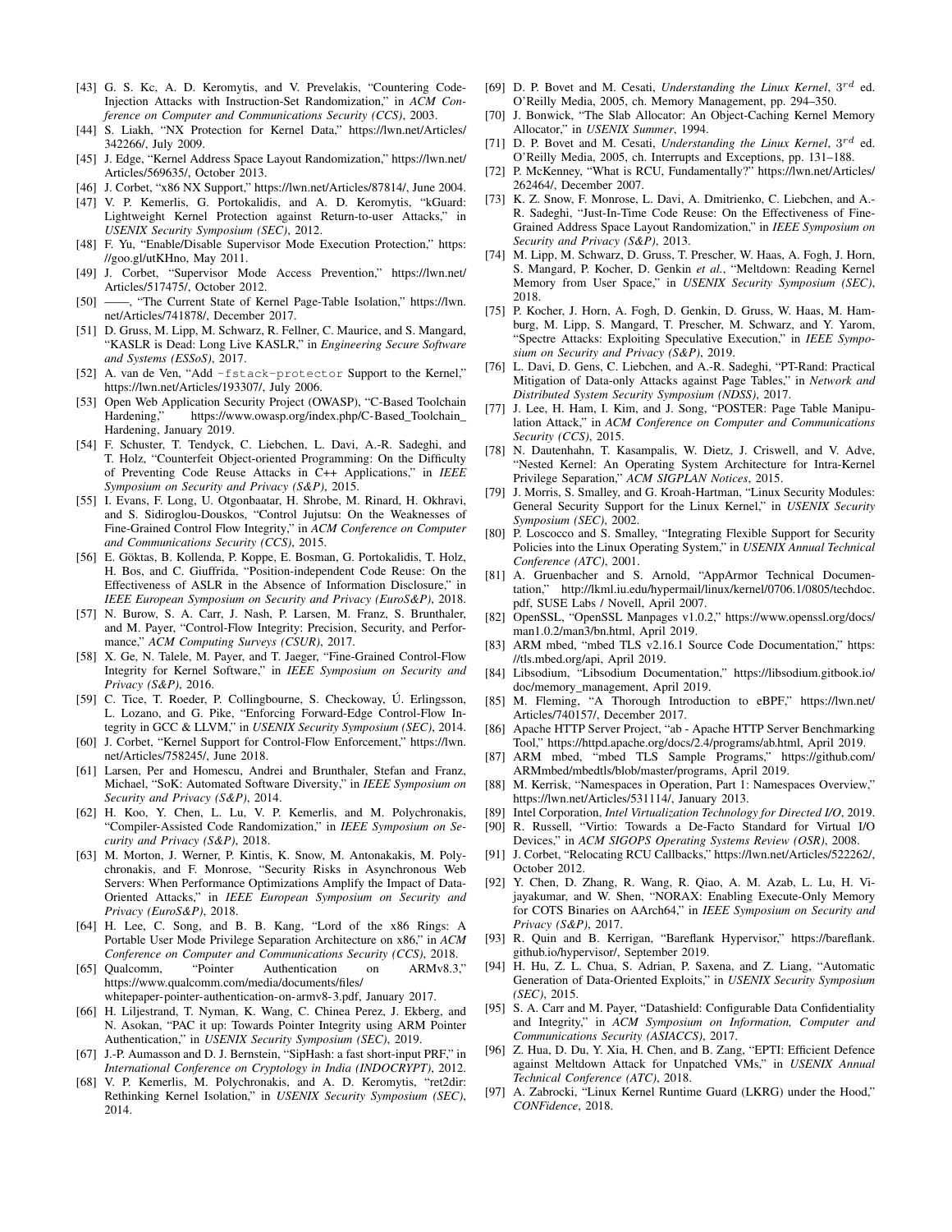[43] G. S. Kc, A. D. Keromytis, and V. Prevelakis, "Countering Code-Injection Attacks with Instruction-Set Randomization," in *ACM Conference on Computer and Communications Security (CCS)*, 2003.

[44] S. Liakh, "NX Protection for Kernel Data," https://lwn.net/Articles/342266/, July 2009.

[45] J. Edge, "Kernel Address Space Layout Randomization," https://lwn.net/Articles/569635/, October 2013.

[46] J. Corbet, "x86 NX Support," https://lwn.net/Articles/87814/, June 2004.

[47] V. P. Kemerlis, G. Portokalidis, and A. D. Keromytis, "kGuard: Lightweight Kernel Protection against Return-to-user Attacks," in *USENIX Security Symposium (SEC)*, 2012.

[48] F. Yu, "Enable/Disable Supervisor Mode Execution Protection," https://goo.gl/utKHno, May 2011.

[49] J. Corbet, "Supervisor Mode Access Prevention," https://lwn.net/Articles/517475/, October 2012.

[50] ——, "The Current State of Kernel Page-Table Isolation," https://lwn.net/Articles/741878/, December 2017.

[51] D. Gruss, M. Lipp, M. Schwarz, R. Fellner, C. Maurice, and S. Mangard, "KASLR is Dead: Long Live KASLR," in *Engineering Secure Software and Systems (ESSoS)*, 2017.

[52] A. van de Ven, "Add `-fstack-protector` Support to the Kernel," https://lwn.net/Articles/193307/, July 2006.

[53] Open Web Application Security Project (OWASP), "C-Based Toolchain Hardening," https://www.owasp.org/index.php/C-Based_Toolchain_Hardening, January 2019.

[54] F. Schuster, T. Tendyck, C. Liebchen, L. Davi, A.-R. Sadeghi, and T. Holz, "Counterfeit Object-oriented Programming: On the Difficulty of Preventing Code Reuse Attacks in C++ Applications," in *IEEE Symposium on Security and Privacy (S&P)*, 2015.

[55] I. Evans, F. Long, U. Otgonbaatar, H. Shrobe, M. Rinard, H. Okhravi, and S. Sidiroglou-Douskos, "Control Jujutsu: On the Weaknesses of Fine-Grained Control Flow Integrity," in *ACM Conference on Computer and Communications Security (CCS)*, 2015.

[56] E. Göktas, B. Kollenda, P. Koppe, E. Bosman, G. Portokalidis, T. Holz, H. Bos, and C. Giuffrida, "Position-independent Code Reuse: On the Effectiveness of ASLR in the Absence of Information Disclosure," in *IEEE European Symposium on Security and Privacy (EuroS&P)*, 2018.

[57] N. Burow, S. A. Carr, J. Nash, P. Larsen, M. Franz, S. Brunthaler, and M. Payer, "Control-Flow Integrity: Precision, Security, and Performance," *ACM Computing Surveys (CSUR)*, 2017.

[58] X. Ge, N. Talele, M. Payer, and T. Jaeger, "Fine-Grained Control-Flow Integrity for Kernel Software," in *IEEE Symposium on Security and Privacy (S&P)*, 2016.

[59] C. Tice, T. Roeder, P. Collingbourne, S. Checkoway, Ú. Erlingsson, L. Lozano, and G. Pike, "Enforcing Forward-Edge Control-Flow Integrity in GCC & LLVM," in *USENIX Security Symposium (SEC)*, 2014.

[60] J. Corbet, "Kernel Support for Control-Flow Enforcement," https://lwn.net/Articles/758245/, June 2018.

[61] Larsen, Per and Homescu, Andrei and Brunthaler, Stefan and Franz, Michael, "SoK: Automated Software Diversity," in *IEEE Symposium on Security and Privacy (S&P)*, 2014.

[62] H. Koo, Y. Chen, L. Lu, V. P. Kemerlis, and M. Polychronakis, "Compiler-Assisted Code Randomization," in *IEEE Symposium on Security and Privacy (S&P)*, 2018.

[63] M. Morton, J. Werner, P. Kintis, K. Snow, M. Antonakakis, M. Polychronakis, and F. Monrose, "Security Risks in Asynchronous Web Servers: When Performance Optimizations Amplify the Impact of Data-Oriented Attacks," in *IEEE European Symposium on Security and Privacy (EuroS&P)*, 2018.

[64] H. Lee, C. Song, and B. B. Kang, "Lord of the x86 Rings: A Portable User Mode Privilege Separation Architecture on x86," in *ACM Conference on Computer and Communications Security (CCS)*, 2018.

[65] Qualcomm, "Pointer Authentication on ARMv8.3," https://www.qualcomm.com/media/documents/files/whitepaper-pointer-authentication-on-armv8-3.pdf, January 2017.

[66] H. Liljestrand, T. Nyman, K. Wang, C. Chinea Perez, J. Ekberg, and N. Asokan, "PAC it up: Towards Pointer Integrity using ARM Pointer Authentication," in *USENIX Security Symposium (SEC)*, 2019.

[67] J.-P. Aumasson and D. J. Bernstein, "SipHash: a fast short-input PRF," in *International Conference on Cryptology in India (INDOCRYPT)*, 2012.

[68] V. P. Kemerlis, M. Polychronakis, and A. D. Keromytis, "ret2dir: Rethinking Kernel Isolation," in *USENIX Security Symposium (SEC)*, 2014.

[69] D. P. Bovet and M. Cesati, *Understanding the Linux Kernel*, $3^{rd}$ ed. O'Reilly Media, 2005, ch. Memory Management, pp. 294–350.

[70] J. Bonwick, "The Slab Allocator: An Object-Caching Kernel Memory Allocator," in *USENIX Summer*, 1994.

[71] D. P. Bovet and M. Cesati, *Understanding the Linux Kernel*, $3^{rd}$ ed. O'Reilly Media, 2005, ch. Interrupts and Exceptions, pp. 131–188.

[72] P. McKenney, "What is RCU, Fundamentally?" https://lwn.net/Articles/262464/, December 2007.

[73] K. Z. Snow, F. Monrose, L. Davi, A. Dmitrienko, C. Liebchen, and A.-R. Sadeghi, "Just-In-Time Code Reuse: On the Effectiveness of Fine-Grained Address Space Layout Randomization," in *IEEE Symposium on Security and Privacy (S&P)*, 2013.

[74] M. Lipp, M. Schwarz, D. Gruss, T. Prescher, W. Haas, A. Fogh, J. Horn, S. Mangard, P. Kocher, D. Genkin *et al.*, "Meltdown: Reading Kernel Memory from User Space," in *USENIX Security Symposium (SEC)*, 2018.

[75] P. Kocher, J. Horn, A. Fogh, D. Genkin, D. Gruss, W. Haas, M. Hamburg, M. Lipp, S. Mangard, T. Prescher, M. Schwarz, and Y. Yarom, "Spectre Attacks: Exploiting Speculative Execution," in *IEEE Symposium on Security and Privacy (S&P)*, 2019.

[76] L. Davi, D. Gens, C. Liebchen, and A.-R. Sadeghi, "PT-Rand: Practical Mitigation of Data-only Attacks against Page Tables," in *Network and Distributed System Security Symposium (NDSS)*, 2017.

[77] J. Lee, H. Ham, I. Kim, and J. Song, "POSTER: Page Table Manipulation Attack," in *ACM Conference on Computer and Communications Security (CCS)*, 2015.

[78] N. Dautenhahn, T. Kasampalis, W. Dietz, J. Criswell, and V. Adve, "Nested Kernel: An Operating System Architecture for Intra-Kernel Privilege Separation," *ACM SIGPLAN Notices*, 2015.

[79] J. Morris, S. Smalley, and G. Kroah-Hartman, "Linux Security Modules: General Security Support for the Linux Kernel," in *USENIX Security Symposium (SEC)*, 2002.

[80] P. Loscocco and S. Smalley, "Integrating Flexible Support for Security Policies into the Linux Operating System," in *USENIX Annual Technical Conference (ATC)*, 2001.

[81] A. Gruenbacher and S. Arnold, "AppArmor Technical Documentation," http://lkml.iu.edu/hypermail/linux/kernel/0706.1/0805/techdoc.pdf, SUSE Labs / Novell, April 2007.

[82] OpenSSL, "OpenSSL Manpages v1.0.2," https://www.openssl.org/docs/man1.0.2/man3/bn.html, April 2019.

[83] ARM mbed, "mbed TLS v2.16.1 Source Code Documentation," https://tls.mbed.org/api, April 2019.

[84] Libsodium, "Libsodium Documentation," https://libsodium.gitbook.io/doc/memory_management, April 2019.

[85] M. Fleming, "A Thorough Introduction to eBPF," https://lwn.net/Articles/740157/, December 2017.

[86] Apache HTTP Server Project, "ab - Apache HTTP Server Benchmarking Tool," https://httpd.apache.org/docs/2.4/programs/ab.html, April 2019.

[87] ARM mbed, "mbed TLS Sample Programs," https://github.com/ARMmbed/mbedtls/blob/master/programs, April 2019.

[88] M. Kerrisk, "Namespaces in Operation, Part 1: Namespaces Overview," https://lwn.net/Articles/531114/, January 2013.

[89] Intel Corporation, *Intel Virtualization Technology for Directed I/O*, 2019.

[90] R. Russell, "Virtio: Towards a De-Facto Standard for Virtual I/O Devices," in *ACM SIGOPS Operating Systems Review (OSR)*, 2008.

[91] J. Corbet, "Relocating RCU Callbacks," https://lwn.net/Articles/522262/, October 2012.

[92] Y. Chen, D. Zhang, R. Wang, R. Qiao, A. M. Azab, L. Lu, H. Vijayakumar, and W. Shen, "NORAX: Enabling Execute-Only Memory for COTS Binaries on AArch64," in *IEEE Symposium on Security and Privacy (S&P)*, 2017.

[93] R. Quin and B. Kerrigan, "Bareflank Hypervisor," https://bareflank.github.io/hypervisor/, September 2019.

[94] H. Hu, Z. L. Chua, S. Adrian, P. Saxena, and Z. Liang, "Automatic Generation of Data-Oriented Exploits," in *USENIX Security Symposium (SEC)*, 2015.

[95] S. A. Carr and M. Payer, "Datashield: Configurable Data Confidentiality and Integrity," in *ACM Symposium on Information, Computer and Communications Security (ASIACCS)*, 2017.

[96] Z. Hua, D. Du, Y. Xia, H. Chen, and B. Zang, "EPTI: Efficient Defence against Meltdown Attack for Unpatched VMs," in *USENIX Annual Technical Conference (ATC)*, 2018.

[97] A. Zabrocki, "Linux Kernel Runtime Guard (LKRG) under the Hood," *CONFidence*, 2018.